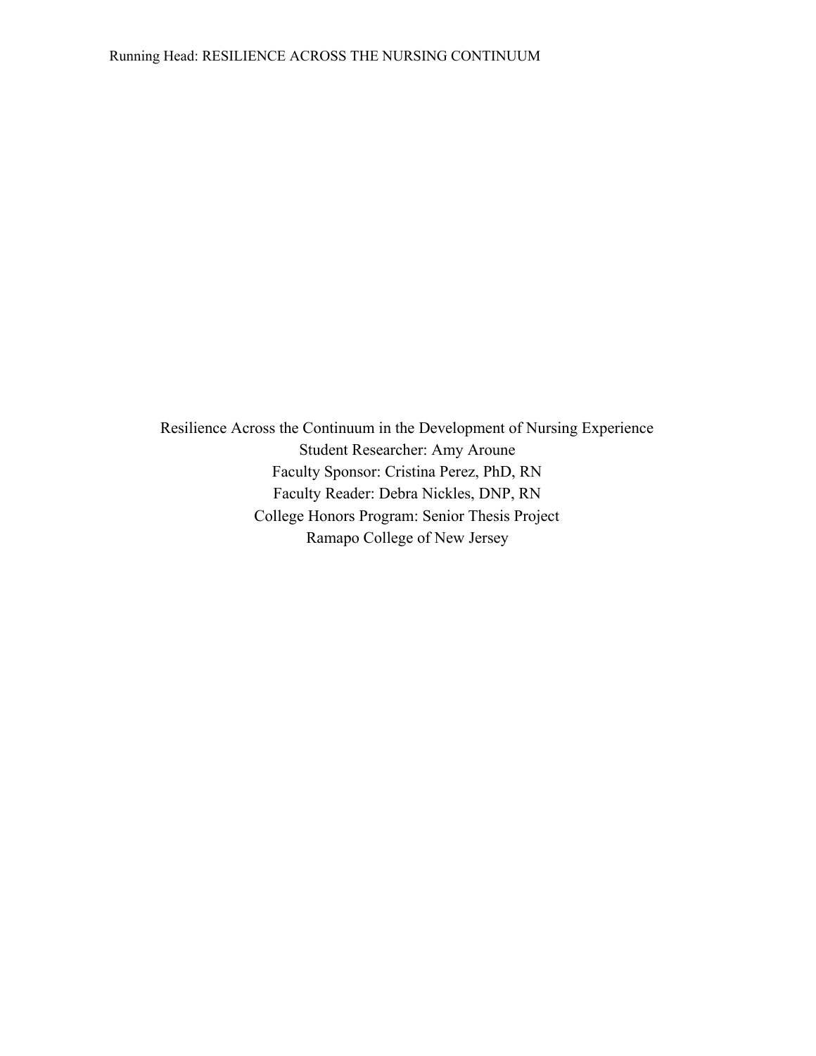# Resilience Across the Continuum in the Development of Nursing Experience

Student Researcher: Amy Aroune

Faculty Sponsor: Cristina Perez, PhD, RN

Faculty Reader: Debra Nickles, DNP, RN

College Honors Program: Senior Thesis Project

Ramapo College of New Jersey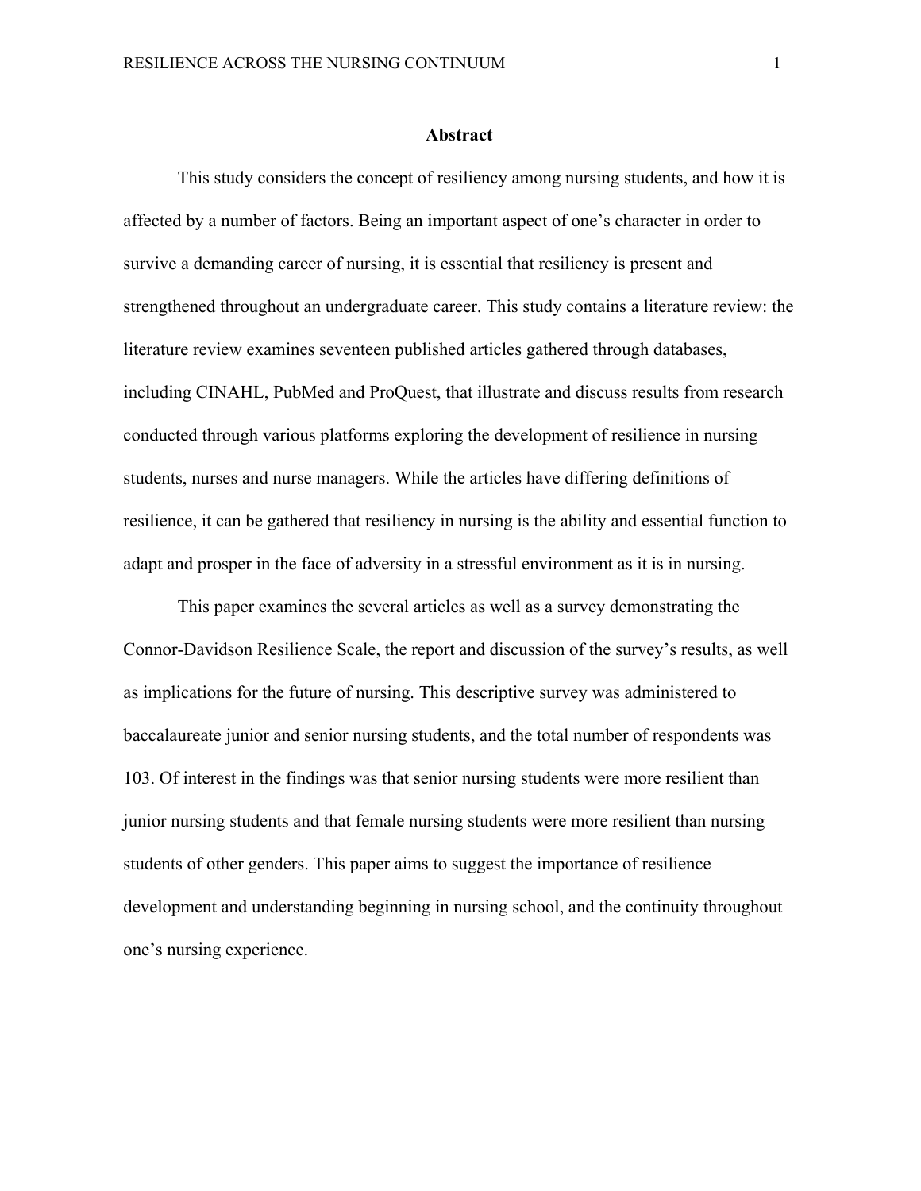# Abstract

This study considers the concept of resiliency among nursing students, and how it is affected by a number of factors. Being an important aspect of one's character in order to survive a demanding career of nursing, it is essential that resiliency is present and strengthened throughout an undergraduate career. This study contains a literature review: the literature review examines seventeen published articles gathered through databases, including CINAHL, PubMed and ProQuest, that illustrate and discuss results from research conducted through various platforms exploring the development of resilience in nursing students, nurses and nurse managers. While the articles have differing definitions of resilience, it can be gathered that resiliency in nursing is the ability and essential function to adapt and prosper in the face of adversity in a stressful environment as it is in nursing.

This paper examines the several articles as well as a survey demonstrating the Connor-Davidson Resilience Scale, the report and discussion of the survey's results, as well as implications for the future of nursing. This descriptive survey was administered to baccalaureate junior and senior nursing students, and the total number of respondents was 103. Of interest in the findings was that senior nursing students were more resilient than junior nursing students and that female nursing students were more resilient than nursing students of other genders. This paper aims to suggest the importance of resilience development and understanding beginning in nursing school, and the continuity throughout one's nursing experience.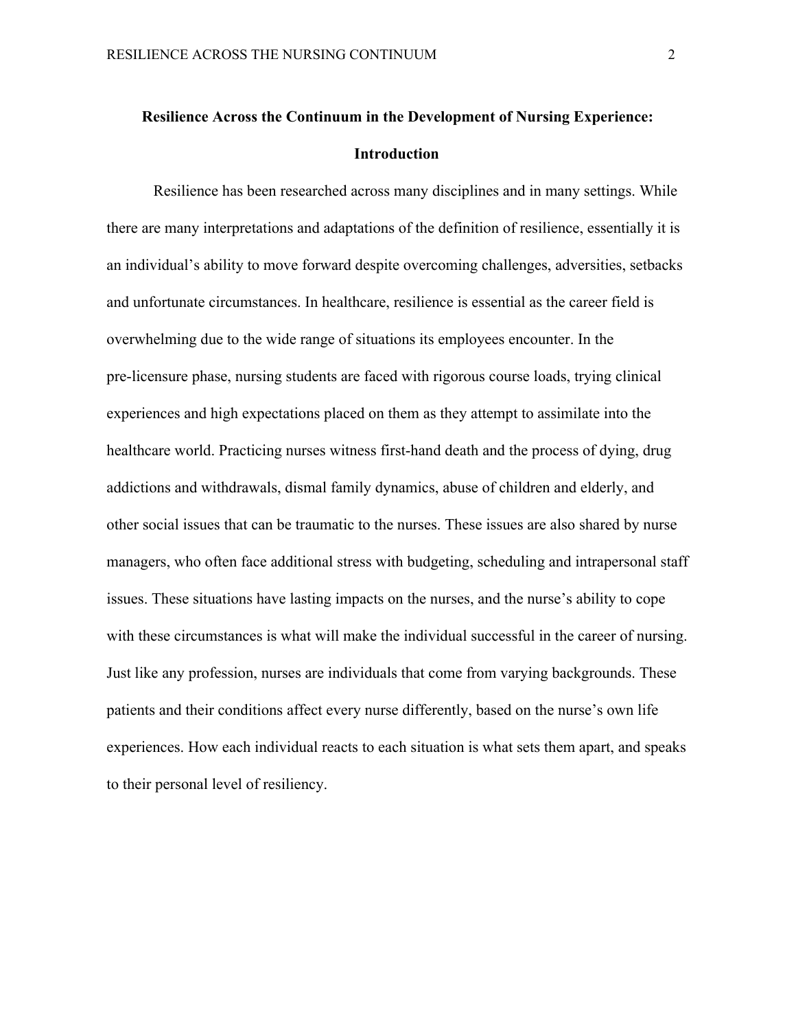# Resilience Across the Continuum in the Development of Nursing Experience: Introduction

Resilience has been researched across many disciplines and in many settings. While there are many interpretations and adaptations of the definition of resilience, essentially it is an individual's ability to move forward despite overcoming challenges, adversities, setbacks and unfortunate circumstances. In healthcare, resilience is essential as the career field is overwhelming due to the wide range of situations its employees encounter. In the pre-licensure phase, nursing students are faced with rigorous course loads, trying clinical experiences and high expectations placed on them as they attempt to assimilate into the healthcare world. Practicing nurses witness first-hand death and the process of dying, drug addictions and withdrawals, dismal family dynamics, abuse of children and elderly, and other social issues that can be traumatic to the nurses. These issues are also shared by nurse managers, who often face additional stress with budgeting, scheduling and intrapersonal staff issues. These situations have lasting impacts on the nurses, and the nurse's ability to cope with these circumstances is what will make the individual successful in the career of nursing. Just like any profession, nurses are individuals that come from varying backgrounds. These patients and their conditions affect every nurse differently, based on the nurse's own life experiences. How each individual reacts to each situation is what sets them apart, and speaks to their personal level of resiliency.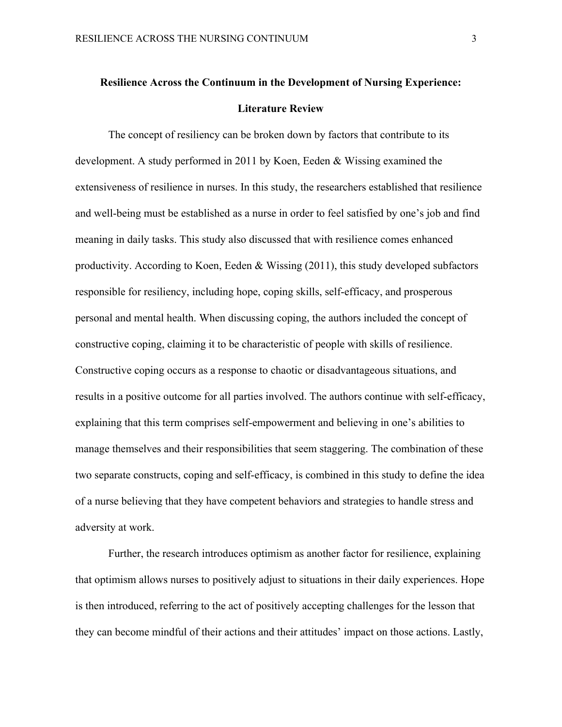# Resilience Across the Continuum in the Development of Nursing Experience: Literature Review

The concept of resiliency can be broken down by factors that contribute to its development. A study performed in 2011 by Koen, Eeden & Wissing examined the extensiveness of resilience in nurses. In this study, the researchers established that resilience and well-being must be established as a nurse in order to feel satisfied by one's job and find meaning in daily tasks. This study also discussed that with resilience comes enhanced productivity. According to Koen, Eeden & Wissing (2011), this study developed subfactors responsible for resiliency, including hope, coping skills, self-efficacy, and prosperous personal and mental health. When discussing coping, the authors included the concept of constructive coping, claiming it to be characteristic of people with skills of resilience. Constructive coping occurs as a response to chaotic or disadvantageous situations, and results in a positive outcome for all parties involved. The authors continue with self-efficacy, explaining that this term comprises self-empowerment and believing in one's abilities to manage themselves and their responsibilities that seem staggering. The combination of these two separate constructs, coping and self-efficacy, is combined in this study to define the idea of a nurse believing that they have competent behaviors and strategies to handle stress and adversity at work.

Further, the research introduces optimism as another factor for resilience, explaining that optimism allows nurses to positively adjust to situations in their daily experiences. Hope is then introduced, referring to the act of positively accepting challenges for the lesson that they can become mindful of their actions and their attitudes' impact on those actions. Lastly,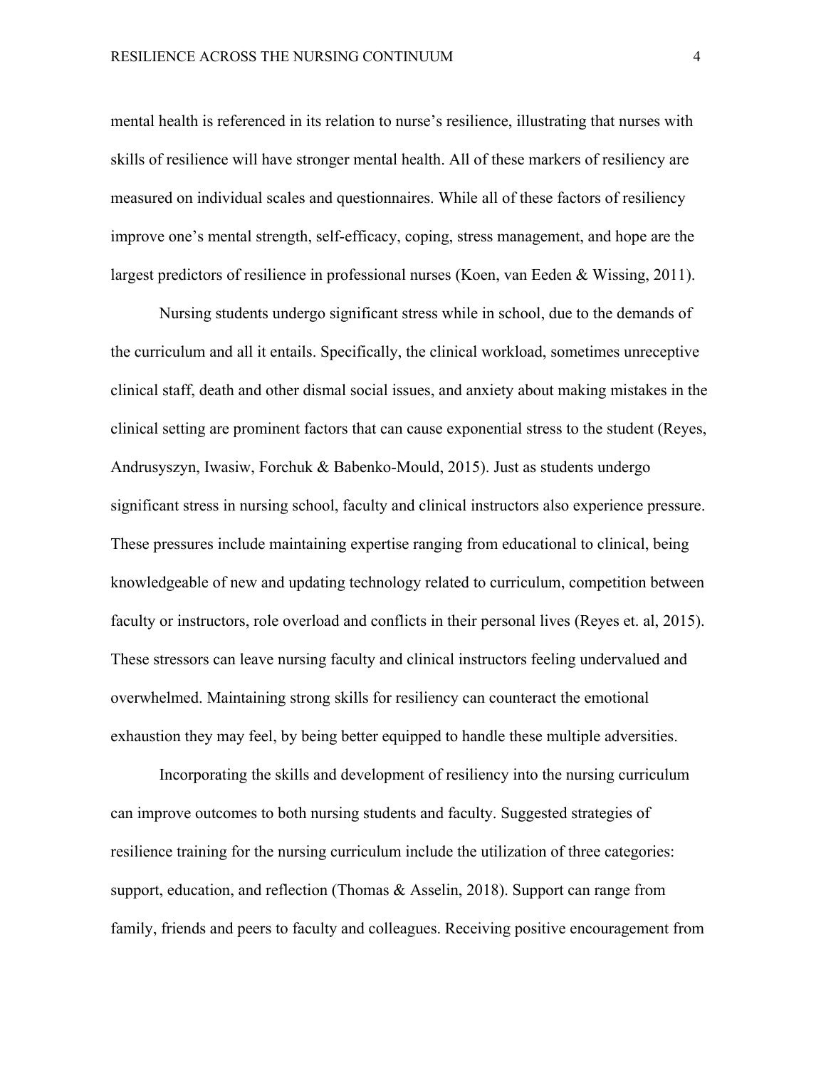mental health is referenced in its relation to nurse's resilience, illustrating that nurses with skills of resilience will have stronger mental health. All of these markers of resiliency are measured on individual scales and questionnaires. While all of these factors of resiliency improve one's mental strength, self-efficacy, coping, stress management, and hope are the largest predictors of resilience in professional nurses (Koen, van Eeden & Wissing, 2011).

Nursing students undergo significant stress while in school, due to the demands of the curriculum and all it entails. Specifically, the clinical workload, sometimes unreceptive clinical staff, death and other dismal social issues, and anxiety about making mistakes in the clinical setting are prominent factors that can cause exponential stress to the student (Reyes, Andrusyszyn, Iwasiw, Forchuk & Babenko-Mould, 2015). Just as students undergo significant stress in nursing school, faculty and clinical instructors also experience pressure. These pressures include maintaining expertise ranging from educational to clinical, being knowledgeable of new and updating technology related to curriculum, competition between faculty or instructors, role overload and conflicts in their personal lives (Reyes et. al, 2015). These stressors can leave nursing faculty and clinical instructors feeling undervalued and overwhelmed. Maintaining strong skills for resiliency can counteract the emotional exhaustion they may feel, by being better equipped to handle these multiple adversities.

Incorporating the skills and development of resiliency into the nursing curriculum can improve outcomes to both nursing students and faculty. Suggested strategies of resilience training for the nursing curriculum include the utilization of three categories: support, education, and reflection (Thomas & Asselin, 2018). Support can range from family, friends and peers to faculty and colleagues. Receiving positive encouragement from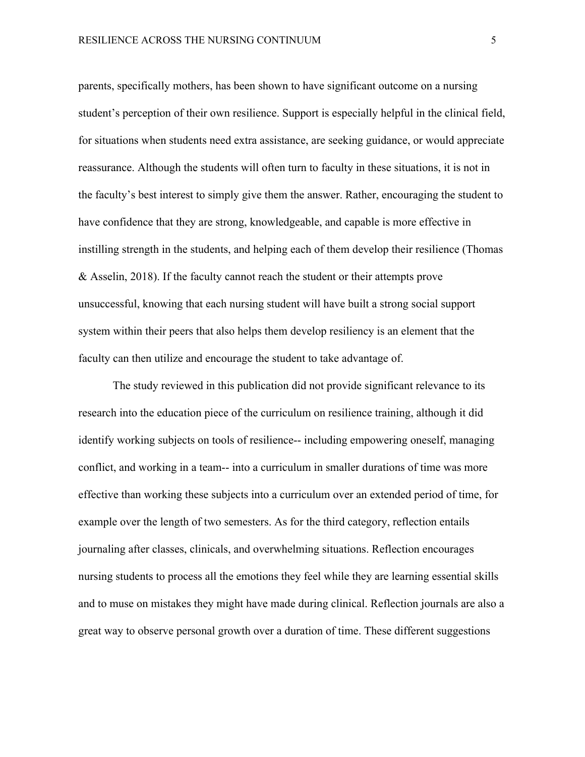parents, specifically mothers, has been shown to have significant outcome on a nursing student's perception of their own resilience. Support is especially helpful in the clinical field, for situations when students need extra assistance, are seeking guidance, or would appreciate reassurance. Although the students will often turn to faculty in these situations, it is not in the faculty's best interest to simply give them the answer. Rather, encouraging the student to have confidence that they are strong, knowledgeable, and capable is more effective in instilling strength in the students, and helping each of them develop their resilience (Thomas & Asselin, 2018). If the faculty cannot reach the student or their attempts prove unsuccessful, knowing that each nursing student will have built a strong social support system within their peers that also helps them develop resiliency is an element that the faculty can then utilize and encourage the student to take advantage of.

The study reviewed in this publication did not provide significant relevance to its research into the education piece of the curriculum on resilience training, although it did identify working subjects on tools of resilience-- including empowering oneself, managing conflict, and working in a team-- into a curriculum in smaller durations of time was more effective than working these subjects into a curriculum over an extended period of time, for example over the length of two semesters. As for the third category, reflection entails journaling after classes, clinicals, and overwhelming situations. Reflection encourages nursing students to process all the emotions they feel while they are learning essential skills and to muse on mistakes they might have made during clinical. Reflection journals are also a great way to observe personal growth over a duration of time. These different suggestions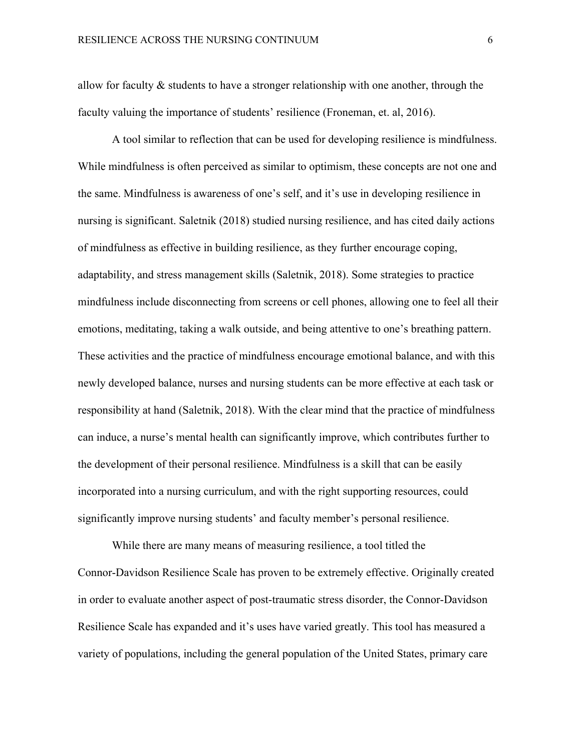allow for faculty & students to have a stronger relationship with one another, through the faculty valuing the importance of students' resilience (Froneman, et. al, 2016).

A tool similar to reflection that can be used for developing resilience is mindfulness. While mindfulness is often perceived as similar to optimism, these concepts are not one and the same. Mindfulness is awareness of one's self, and it's use in developing resilience in nursing is significant. Saletnik (2018) studied nursing resilience, and has cited daily actions of mindfulness as effective in building resilience, as they further encourage coping, adaptability, and stress management skills (Saletnik, 2018). Some strategies to practice mindfulness include disconnecting from screens or cell phones, allowing one to feel all their emotions, meditating, taking a walk outside, and being attentive to one's breathing pattern. These activities and the practice of mindfulness encourage emotional balance, and with this newly developed balance, nurses and nursing students can be more effective at each task or responsibility at hand (Saletnik, 2018). With the clear mind that the practice of mindfulness can induce, a nurse's mental health can significantly improve, which contributes further to the development of their personal resilience. Mindfulness is a skill that can be easily incorporated into a nursing curriculum, and with the right supporting resources, could significantly improve nursing students' and faculty member's personal resilience.

While there are many means of measuring resilience, a tool titled the Connor-Davidson Resilience Scale has proven to be extremely effective. Originally created in order to evaluate another aspect of post-traumatic stress disorder, the Connor-Davidson Resilience Scale has expanded and it's uses have varied greatly. This tool has measured a variety of populations, including the general population of the United States, primary care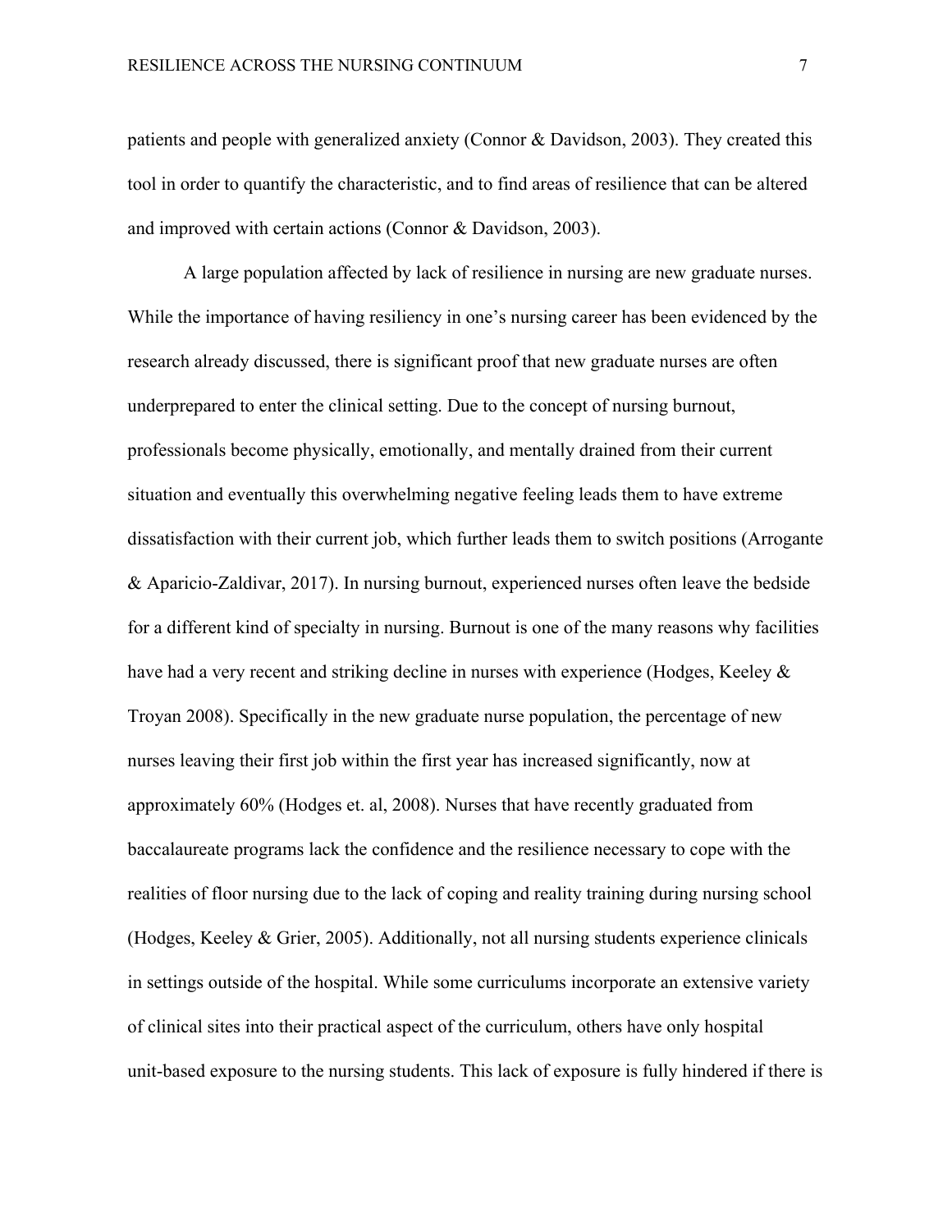patients and people with generalized anxiety (Connor & Davidson, 2003). They created this tool in order to quantify the characteristic, and to find areas of resilience that can be altered and improved with certain actions (Connor & Davidson, 2003).

A large population affected by lack of resilience in nursing are new graduate nurses. While the importance of having resiliency in one's nursing career has been evidenced by the research already discussed, there is significant proof that new graduate nurses are often underprepared to enter the clinical setting. Due to the concept of nursing burnout, professionals become physically, emotionally, and mentally drained from their current situation and eventually this overwhelming negative feeling leads them to have extreme dissatisfaction with their current job, which further leads them to switch positions (Arrogante & Aparicio-Zaldivar, 2017). In nursing burnout, experienced nurses often leave the bedside for a different kind of specialty in nursing. Burnout is one of the many reasons why facilities have had a very recent and striking decline in nurses with experience (Hodges, Keeley & Troyan 2008). Specifically in the new graduate nurse population, the percentage of new nurses leaving their first job within the first year has increased significantly, now at approximately 60% (Hodges et. al, 2008). Nurses that have recently graduated from baccalaureate programs lack the confidence and the resilience necessary to cope with the realities of floor nursing due to the lack of coping and reality training during nursing school (Hodges, Keeley & Grier, 2005). Additionally, not all nursing students experience clinicals in settings outside of the hospital. While some curriculums incorporate an extensive variety of clinical sites into their practical aspect of the curriculum, others have only hospital unit-based exposure to the nursing students. This lack of exposure is fully hindered if there is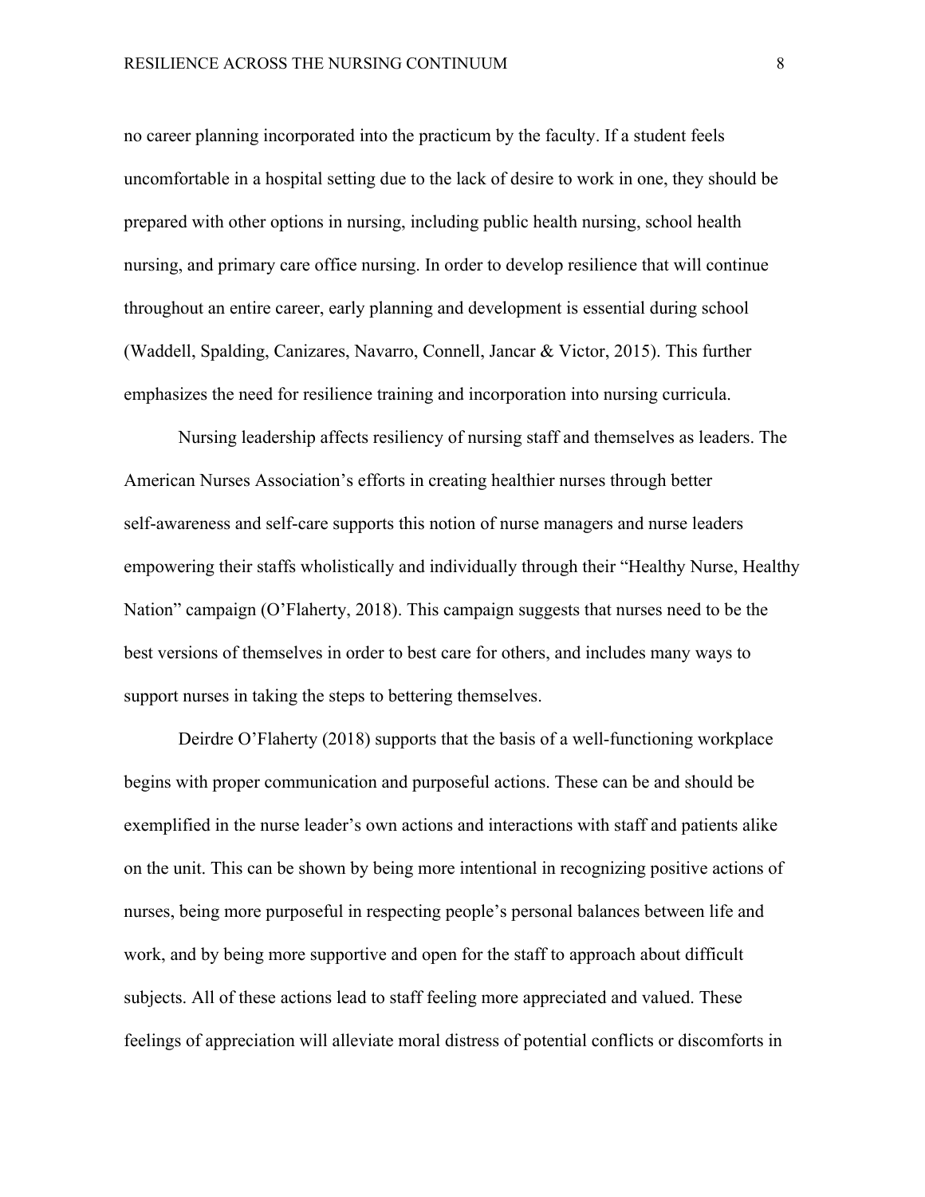no career planning incorporated into the practicum by the faculty. If a student feels uncomfortable in a hospital setting due to the lack of desire to work in one, they should be prepared with other options in nursing, including public health nursing, school health nursing, and primary care office nursing. In order to develop resilience that will continue throughout an entire career, early planning and development is essential during school (Waddell, Spalding, Canizares, Navarro, Connell, Jancar & Victor, 2015). This further emphasizes the need for resilience training and incorporation into nursing curricula.

Nursing leadership affects resiliency of nursing staff and themselves as leaders. The American Nurses Association's efforts in creating healthier nurses through better self-awareness and self-care supports this notion of nurse managers and nurse leaders empowering their staffs wholistically and individually through their "Healthy Nurse, Healthy Nation" campaign (O'Flaherty, 2018). This campaign suggests that nurses need to be the best versions of themselves in order to best care for others, and includes many ways to support nurses in taking the steps to bettering themselves.

Deirdre O'Flaherty (2018) supports that the basis of a well-functioning workplace begins with proper communication and purposeful actions. These can be and should be exemplified in the nurse leader's own actions and interactions with staff and patients alike on the unit. This can be shown by being more intentional in recognizing positive actions of nurses, being more purposeful in respecting people's personal balances between life and work, and by being more supportive and open for the staff to approach about difficult subjects. All of these actions lead to staff feeling more appreciated and valued. These feelings of appreciation will alleviate moral distress of potential conflicts or discomforts in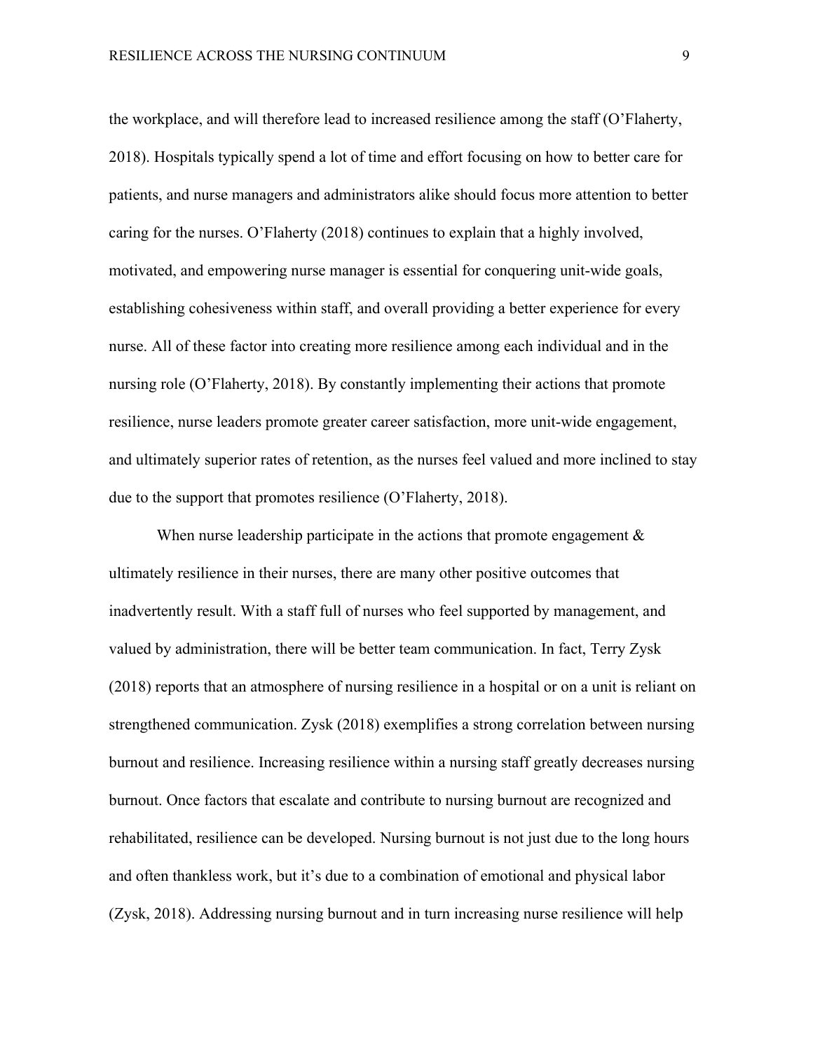the workplace, and will therefore lead to increased resilience among the staff (O'Flaherty, 2018). Hospitals typically spend a lot of time and effort focusing on how to better care for patients, and nurse managers and administrators alike should focus more attention to better caring for the nurses. O'Flaherty (2018) continues to explain that a highly involved, motivated, and empowering nurse manager is essential for conquering unit-wide goals, establishing cohesiveness within staff, and overall providing a better experience for every nurse. All of these factor into creating more resilience among each individual and in the nursing role (O'Flaherty, 2018). By constantly implementing their actions that promote resilience, nurse leaders promote greater career satisfaction, more unit-wide engagement, and ultimately superior rates of retention, as the nurses feel valued and more inclined to stay due to the support that promotes resilience (O'Flaherty, 2018).

When nurse leadership participate in the actions that promote engagement & ultimately resilience in their nurses, there are many other positive outcomes that inadvertently result. With a staff full of nurses who feel supported by management, and valued by administration, there will be better team communication. In fact, Terry Zysk (2018) reports that an atmosphere of nursing resilience in a hospital or on a unit is reliant on strengthened communication. Zysk (2018) exemplifies a strong correlation between nursing burnout and resilience. Increasing resilience within a nursing staff greatly decreases nursing burnout. Once factors that escalate and contribute to nursing burnout are recognized and rehabilitated, resilience can be developed. Nursing burnout is not just due to the long hours and often thankless work, but it's due to a combination of emotional and physical labor (Zysk, 2018). Addressing nursing burnout and in turn increasing nurse resilience will help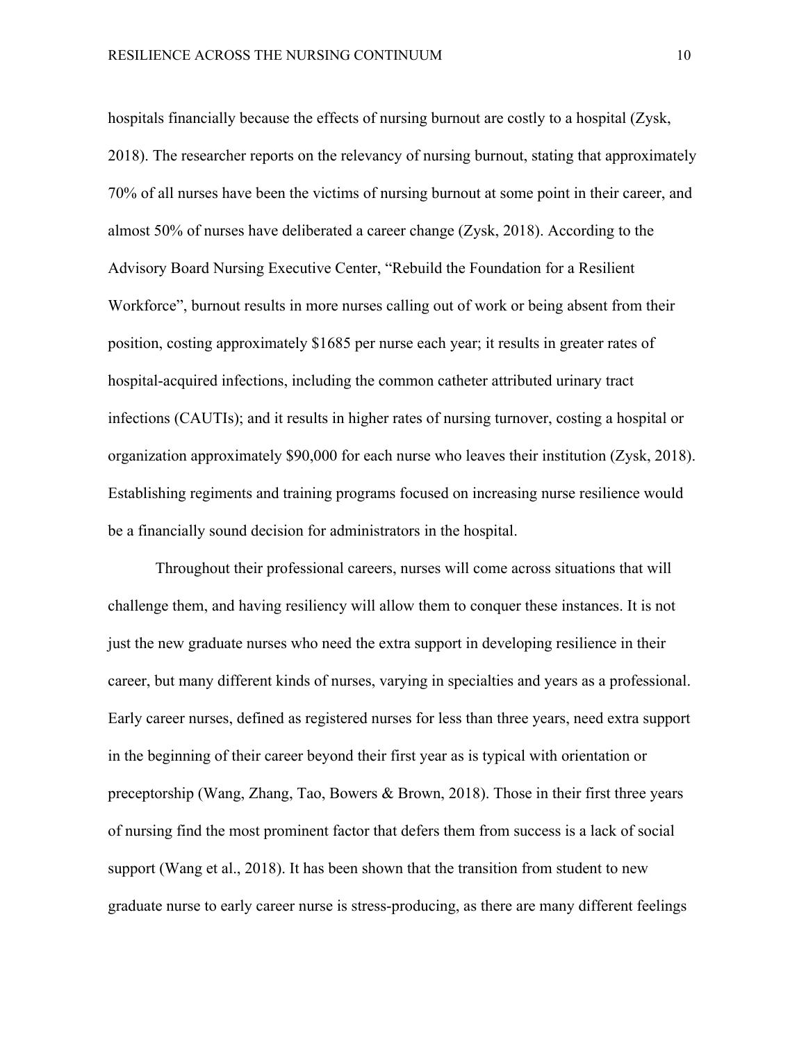hospitals financially because the effects of nursing burnout are costly to a hospital (Zysk, 2018). The researcher reports on the relevancy of nursing burnout, stating that approximately 70% of all nurses have been the victims of nursing burnout at some point in their career, and almost 50% of nurses have deliberated a career change (Zysk, 2018). According to the Advisory Board Nursing Executive Center, "Rebuild the Foundation for a Resilient Workforce", burnout results in more nurses calling out of work or being absent from their position, costing approximately $1685 per nurse each year; it results in greater rates of hospital-acquired infections, including the common catheter attributed urinary tract infections (CAUTIs); and it results in higher rates of nursing turnover, costing a hospital or organization approximately $90,000 for each nurse who leaves their institution (Zysk, 2018). Establishing regiments and training programs focused on increasing nurse resilience would be a financially sound decision for administrators in the hospital.

Throughout their professional careers, nurses will come across situations that will challenge them, and having resiliency will allow them to conquer these instances. It is not just the new graduate nurses who need the extra support in developing resilience in their career, but many different kinds of nurses, varying in specialties and years as a professional. Early career nurses, defined as registered nurses for less than three years, need extra support in the beginning of their career beyond their first year as is typical with orientation or preceptorship (Wang, Zhang, Tao, Bowers & Brown, 2018). Those in their first three years of nursing find the most prominent factor that defers them from success is a lack of social support (Wang et al., 2018). It has been shown that the transition from student to new graduate nurse to early career nurse is stress-producing, as there are many different feelings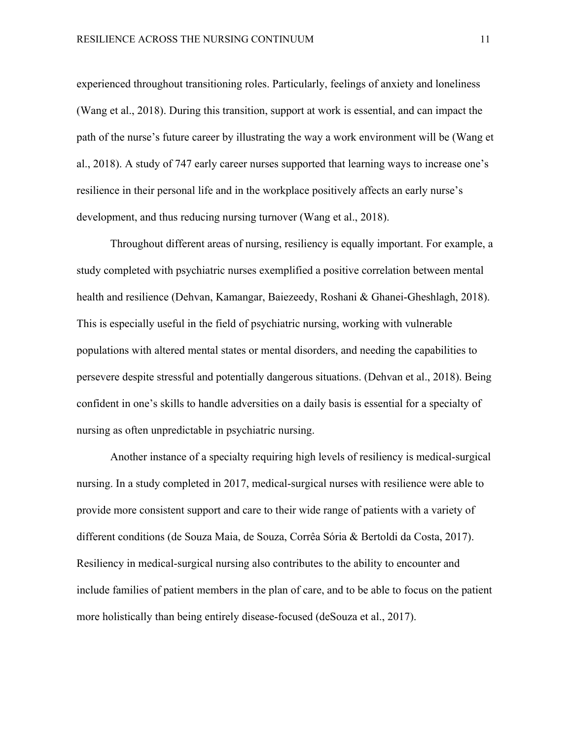experienced throughout transitioning roles. Particularly, feelings of anxiety and loneliness (Wang et al., 2018). During this transition, support at work is essential, and can impact the path of the nurse's future career by illustrating the way a work environment will be (Wang et al., 2018). A study of 747 early career nurses supported that learning ways to increase one's resilience in their personal life and in the workplace positively affects an early nurse's development, and thus reducing nursing turnover (Wang et al., 2018).

Throughout different areas of nursing, resiliency is equally important. For example, a study completed with psychiatric nurses exemplified a positive correlation between mental health and resilience (Dehvan, Kamangar, Baiezeedy, Roshani & Ghanei-Gheshlagh, 2018). This is especially useful in the field of psychiatric nursing, working with vulnerable populations with altered mental states or mental disorders, and needing the capabilities to persevere despite stressful and potentially dangerous situations. (Dehvan et al., 2018). Being confident in one's skills to handle adversities on a daily basis is essential for a specialty of nursing as often unpredictable in psychiatric nursing.

Another instance of a specialty requiring high levels of resiliency is medical-surgical nursing. In a study completed in 2017, medical-surgical nurses with resilience were able to provide more consistent support and care to their wide range of patients with a variety of different conditions (de Souza Maia, de Souza, Corrêa Sória & Bertoldi da Costa, 2017). Resiliency in medical-surgical nursing also contributes to the ability to encounter and include families of patient members in the plan of care, and to be able to focus on the patient more holistically than being entirely disease-focused (deSouza et al., 2017).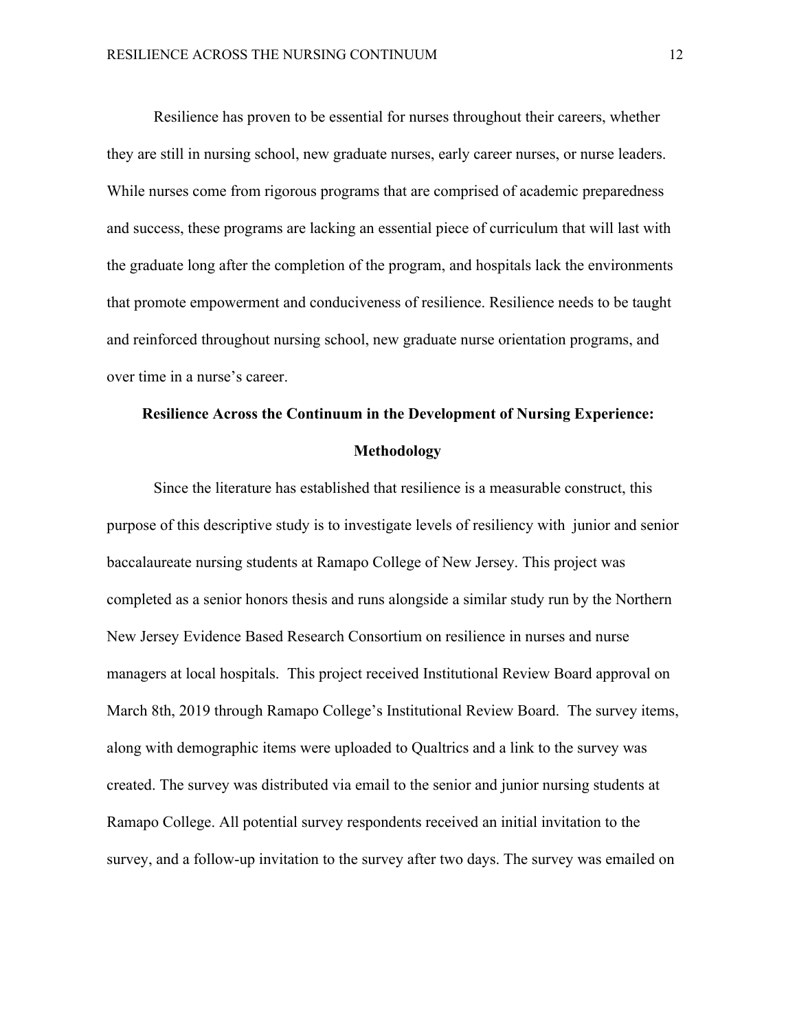Resilience has proven to be essential for nurses throughout their careers, whether they are still in nursing school, new graduate nurses, early career nurses, or nurse leaders. While nurses come from rigorous programs that are comprised of academic preparedness and success, these programs are lacking an essential piece of curriculum that will last with the graduate long after the completion of the program, and hospitals lack the environments that promote empowerment and conduciveness of resilience. Resilience needs to be taught and reinforced throughout nursing school, new graduate nurse orientation programs, and over time in a nurse's career.

## Resilience Across the Continuum in the Development of Nursing Experience: Methodology

Since the literature has established that resilience is a measurable construct, this purpose of this descriptive study is to investigate levels of resiliency with junior and senior baccalaureate nursing students at Ramapo College of New Jersey. This project was completed as a senior honors thesis and runs alongside a similar study run by the Northern New Jersey Evidence Based Research Consortium on resilience in nurses and nurse managers at local hospitals. This project received Institutional Review Board approval on March 8th, 2019 through Ramapo College's Institutional Review Board. The survey items, along with demographic items were uploaded to Qualtrics and a link to the survey was created. The survey was distributed via email to the senior and junior nursing students at Ramapo College. All potential survey respondents received an initial invitation to the survey, and a follow-up invitation to the survey after two days. The survey was emailed on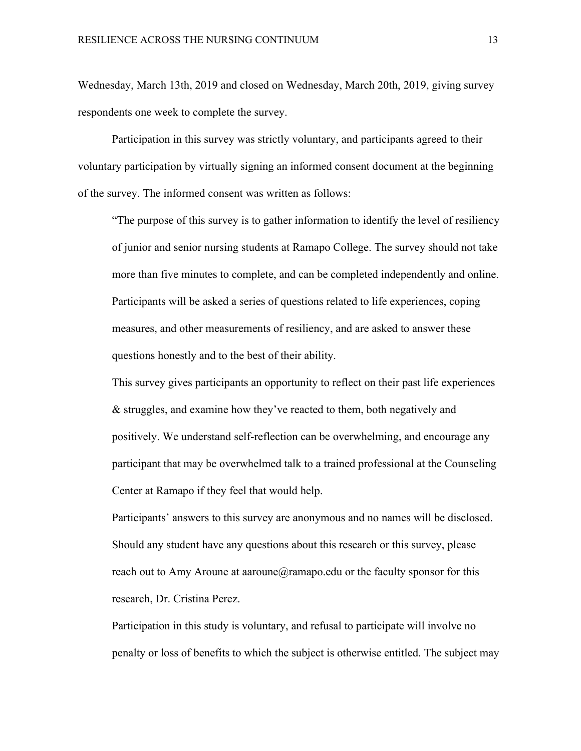Wednesday, March 13th, 2019 and closed on Wednesday, March 20th, 2019, giving survey respondents one week to complete the survey.

Participation in this survey was strictly voluntary, and participants agreed to their voluntary participation by virtually signing an informed consent document at the beginning of the survey. The informed consent was written as follows:

> "The purpose of this survey is to gather information to identify the level of resiliency of junior and senior nursing students at Ramapo College. The survey should not take more than five minutes to complete, and can be completed independently and online. Participants will be asked a series of questions related to life experiences, coping measures, and other measurements of resiliency, and are asked to answer these questions honestly and to the best of their ability.
>
> This survey gives participants an opportunity to reflect on their past life experiences & struggles, and examine how they've reacted to them, both negatively and positively. We understand self-reflection can be overwhelming, and encourage any participant that may be overwhelmed talk to a trained professional at the Counseling Center at Ramapo if they feel that would help.
>
> Participants' answers to this survey are anonymous and no names will be disclosed. Should any student have any questions about this research or this survey, please reach out to Amy Aroune at aaroune@ramapo.edu or the faculty sponsor for this research, Dr. Cristina Perez.
>
> Participation in this study is voluntary, and refusal to participate will involve no penalty or loss of benefits to which the subject is otherwise entitled. The subject may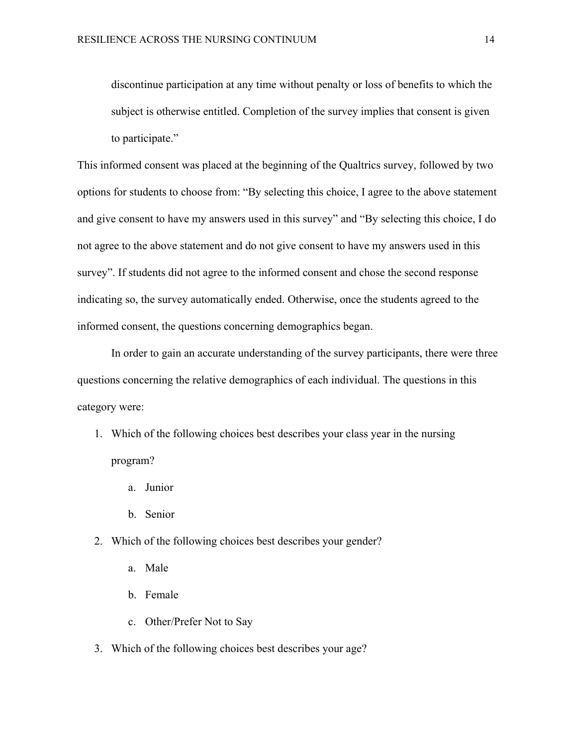> discontinue participation at any time without penalty or loss of benefits to which the subject is otherwise entitled. Completion of the survey implies that consent is given to participate."

This informed consent was placed at the beginning of the Qualtrics survey, followed by two options for students to choose from: "By selecting this choice, I agree to the above statement and give consent to have my answers used in this survey" and "By selecting this choice, I do not agree to the above statement and do not give consent to have my answers used in this survey". If students did not agree to the informed consent and chose the second response indicating so, the survey automatically ended. Otherwise, once the students agreed to the informed consent, the questions concerning demographics began.

In order to gain an accurate understanding of the survey participants, there were three questions concerning the relative demographics of each individual. The questions in this category were:

1. Which of the following choices best describes your class year in the nursing program?
   a. Junior
   b. Senior
2. Which of the following choices best describes your gender?
   a. Male
   b. Female
   c. Other/Prefer Not to Say
3. Which of the following choices best describes your age?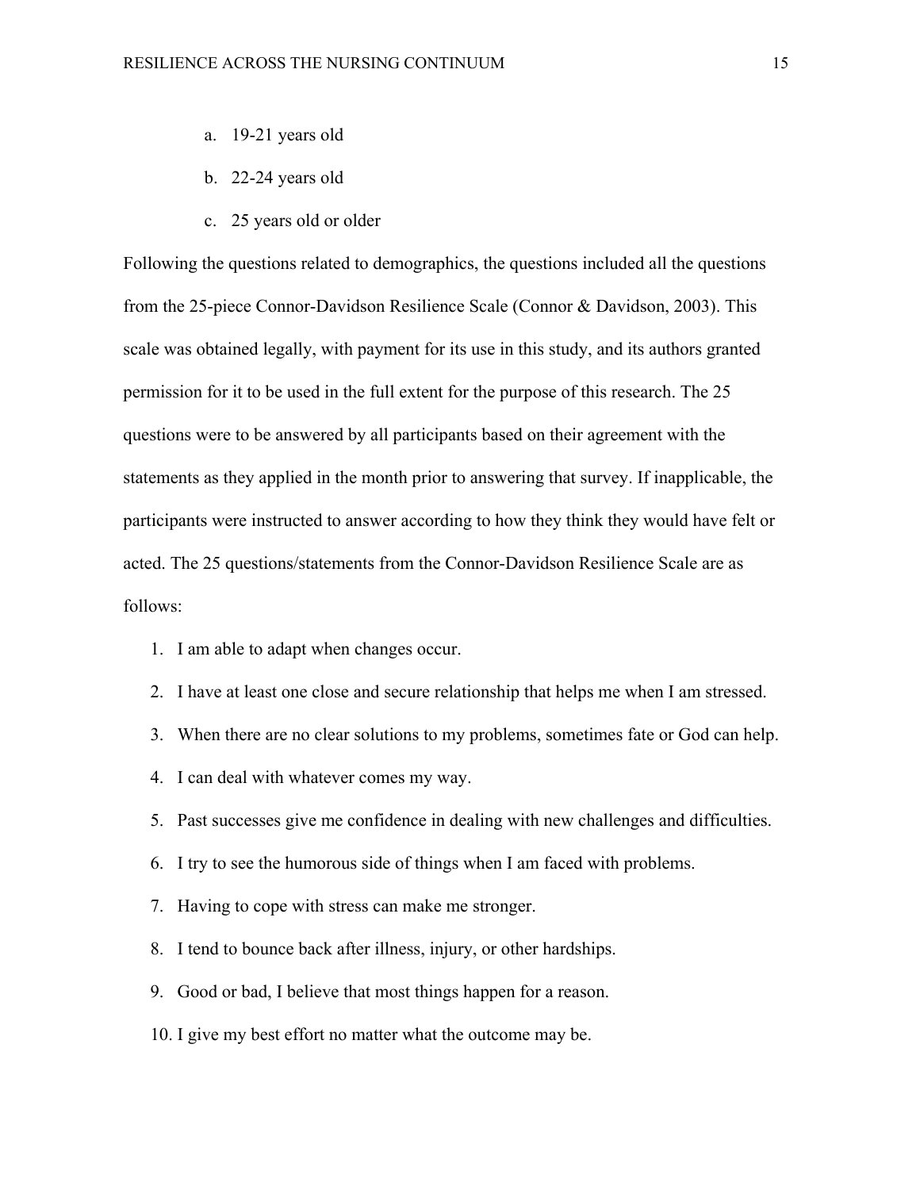a. 19-21 years old

b. 22-24 years old

c. 25 years old or older

Following the questions related to demographics, the questions included all the questions from the 25-piece Connor-Davidson Resilience Scale (Connor & Davidson, 2003). This scale was obtained legally, with payment for its use in this study, and its authors granted permission for it to be used in the full extent for the purpose of this research. The 25 questions were to be answered by all participants based on their agreement with the statements as they applied in the month prior to answering that survey. If inapplicable, the participants were instructed to answer according to how they think they would have felt or acted. The 25 questions/statements from the Connor-Davidson Resilience Scale are as follows:

1. I am able to adapt when changes occur.
2. I have at least one close and secure relationship that helps me when I am stressed.
3. When there are no clear solutions to my problems, sometimes fate or God can help.
4. I can deal with whatever comes my way.
5. Past successes give me confidence in dealing with new challenges and difficulties.
6. I try to see the humorous side of things when I am faced with problems.
7. Having to cope with stress can make me stronger.
8. I tend to bounce back after illness, injury, or other hardships.
9. Good or bad, I believe that most things happen for a reason.
10. I give my best effort no matter what the outcome may be.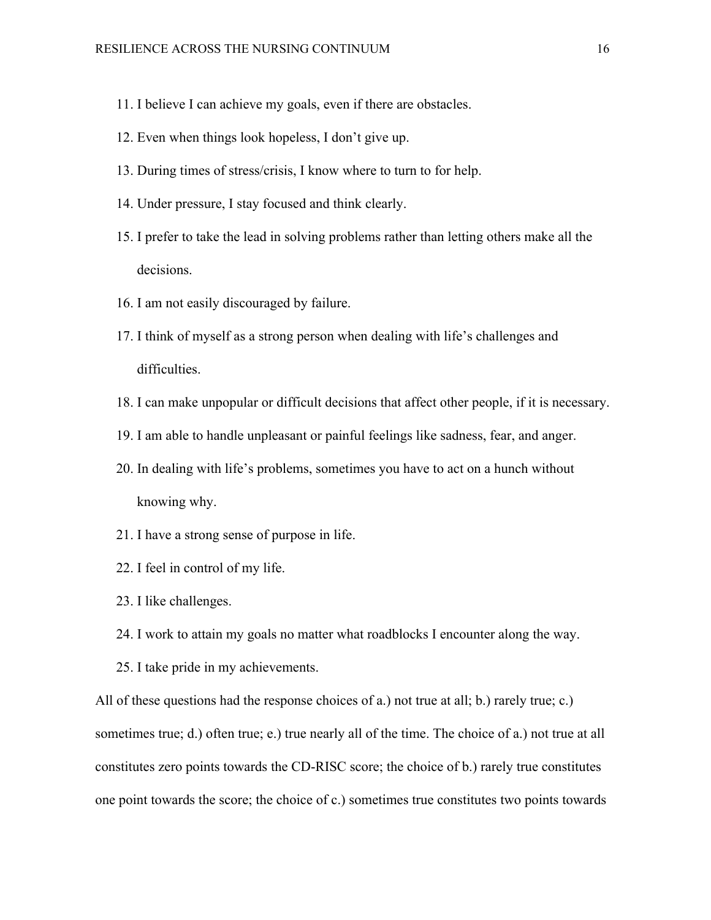11. I believe I can achieve my goals, even if there are obstacles.
12. Even when things look hopeless, I don't give up.
13. During times of stress/crisis, I know where to turn to for help.
14. Under pressure, I stay focused and think clearly.
15. I prefer to take the lead in solving problems rather than letting others make all the decisions.
16. I am not easily discouraged by failure.
17. I think of myself as a strong person when dealing with life's challenges and difficulties.
18. I can make unpopular or difficult decisions that affect other people, if it is necessary.
19. I am able to handle unpleasant or painful feelings like sadness, fear, and anger.
20. In dealing with life's problems, sometimes you have to act on a hunch without knowing why.
21. I have a strong sense of purpose in life.
22. I feel in control of my life.
23. I like challenges.
24. I work to attain my goals no matter what roadblocks I encounter along the way.
25. I take pride in my achievements.

All of these questions had the response choices of a.) not true at all; b.) rarely true; c.) sometimes true; d.) often true; e.) true nearly all of the time. The choice of a.) not true at all constitutes zero points towards the CD-RISC score; the choice of b.) rarely true constitutes one point towards the score; the choice of c.) sometimes true constitutes two points towards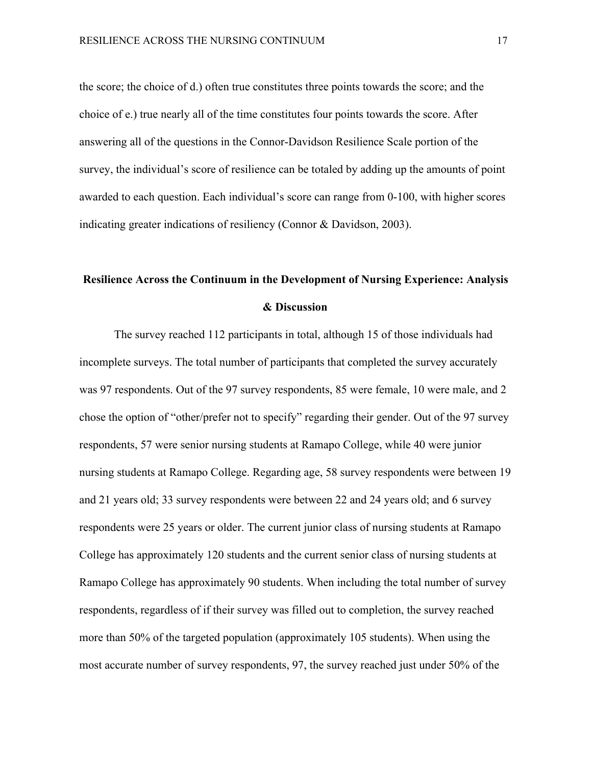the score; the choice of d.) often true constitutes three points towards the score; and the choice of e.) true nearly all of the time constitutes four points towards the score. After answering all of the questions in the Connor-Davidson Resilience Scale portion of the survey, the individual's score of resilience can be totaled by adding up the amounts of point awarded to each question. Each individual's score can range from 0-100, with higher scores indicating greater indications of resiliency (Connor & Davidson, 2003).

## Resilience Across the Continuum in the Development of Nursing Experience: Analysis & Discussion

The survey reached 112 participants in total, although 15 of those individuals had incomplete surveys. The total number of participants that completed the survey accurately was 97 respondents. Out of the 97 survey respondents, 85 were female, 10 were male, and 2 chose the option of "other/prefer not to specify" regarding their gender. Out of the 97 survey respondents, 57 were senior nursing students at Ramapo College, while 40 were junior nursing students at Ramapo College. Regarding age, 58 survey respondents were between 19 and 21 years old; 33 survey respondents were between 22 and 24 years old; and 6 survey respondents were 25 years or older. The current junior class of nursing students at Ramapo College has approximately 120 students and the current senior class of nursing students at Ramapo College has approximately 90 students. When including the total number of survey respondents, regardless of if their survey was filled out to completion, the survey reached more than 50% of the targeted population (approximately 105 students). When using the most accurate number of survey respondents, 97, the survey reached just under 50% of the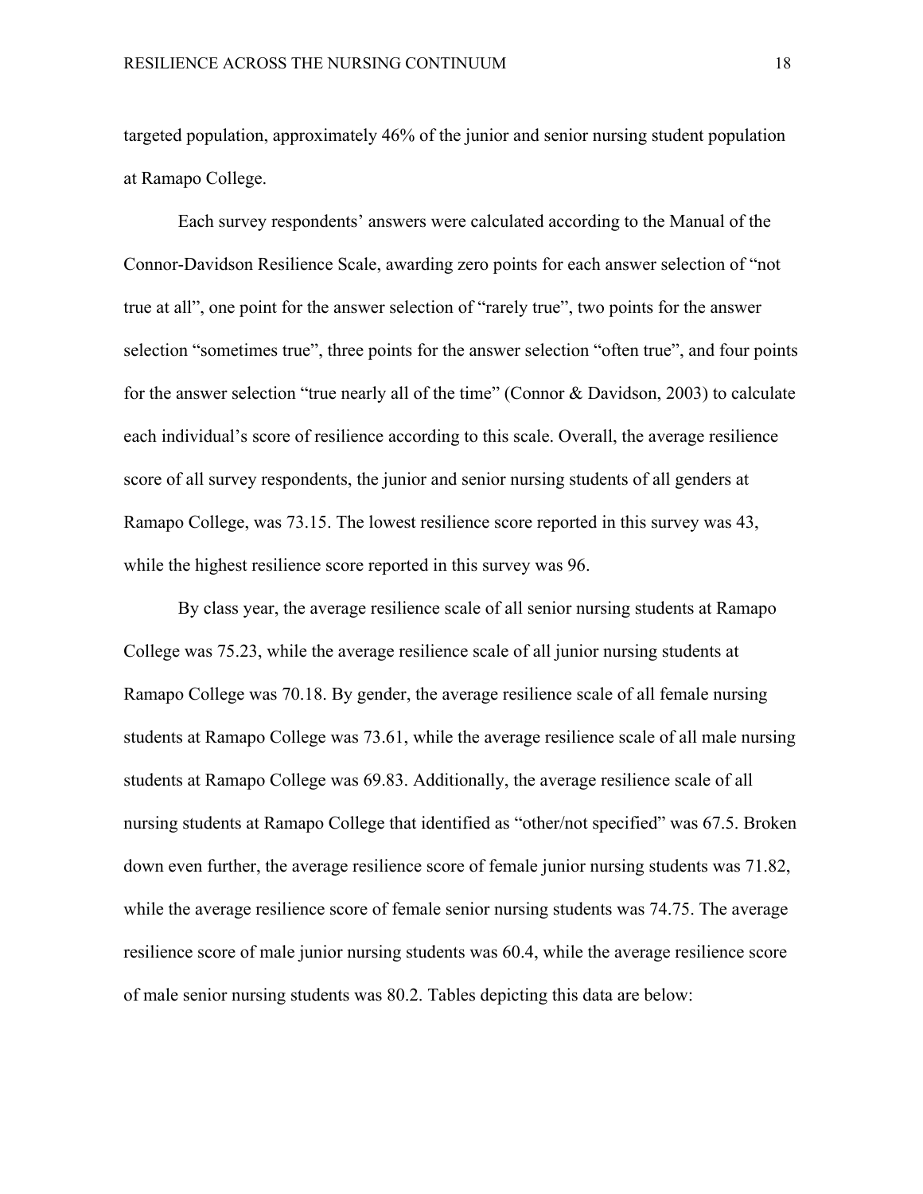targeted population, approximately 46% of the junior and senior nursing student population at Ramapo College.

Each survey respondents' answers were calculated according to the Manual of the Connor-Davidson Resilience Scale, awarding zero points for each answer selection of "not true at all", one point for the answer selection of "rarely true", two points for the answer selection "sometimes true", three points for the answer selection "often true", and four points for the answer selection "true nearly all of the time" (Connor & Davidson, 2003) to calculate each individual's score of resilience according to this scale. Overall, the average resilience score of all survey respondents, the junior and senior nursing students of all genders at Ramapo College, was 73.15. The lowest resilience score reported in this survey was 43, while the highest resilience score reported in this survey was 96.

By class year, the average resilience scale of all senior nursing students at Ramapo College was 75.23, while the average resilience scale of all junior nursing students at Ramapo College was 70.18. By gender, the average resilience scale of all female nursing students at Ramapo College was 73.61, while the average resilience scale of all male nursing students at Ramapo College was 69.83. Additionally, the average resilience scale of all nursing students at Ramapo College that identified as "other/not specified" was 67.5. Broken down even further, the average resilience score of female junior nursing students was 71.82, while the average resilience score of female senior nursing students was 74.75. The average resilience score of male junior nursing students was 60.4, while the average resilience score of male senior nursing students was 80.2. Tables depicting this data are below: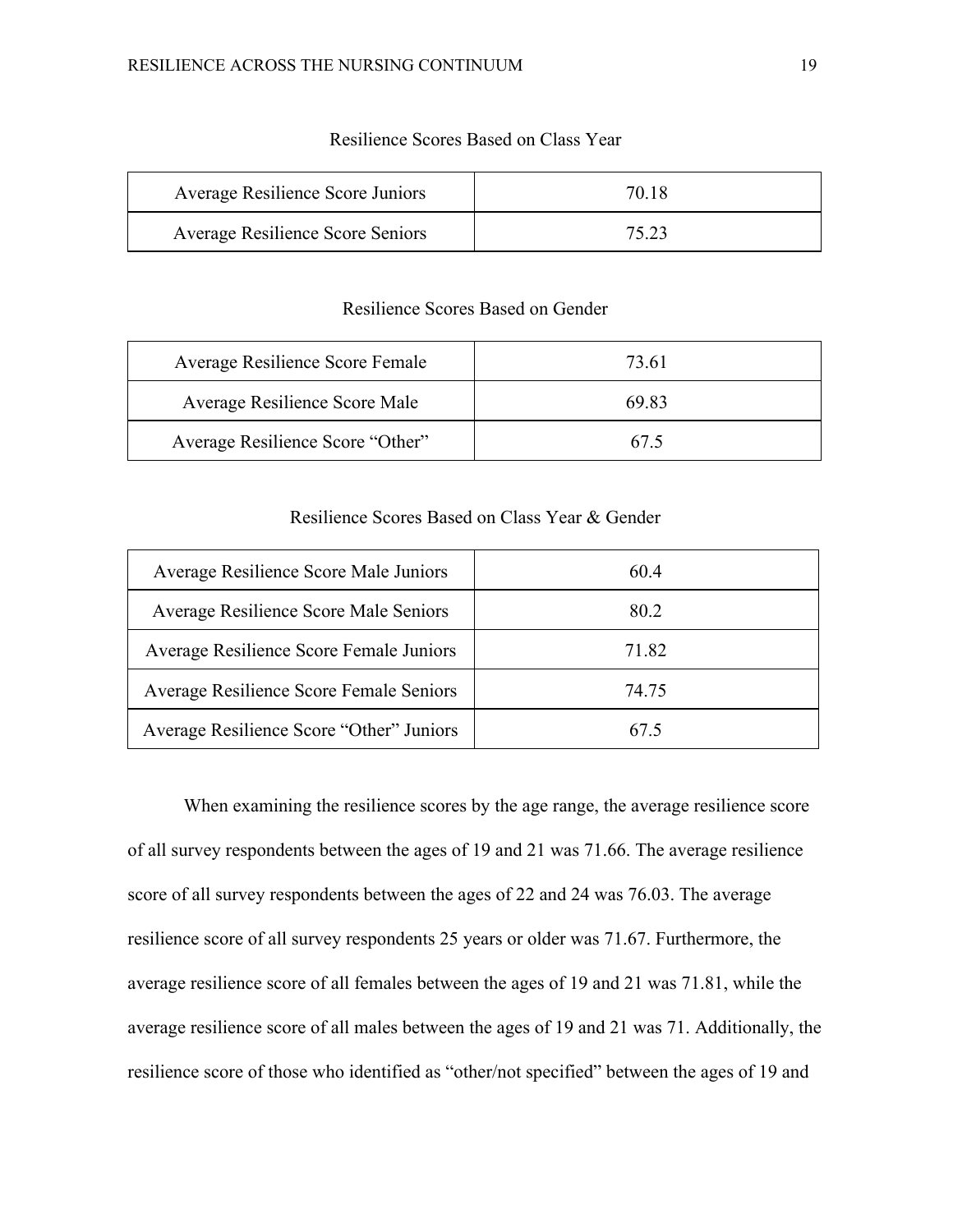Resilience Scores Based on Class Year

| | |
|---|---|
| Average Resilience Score Juniors | 70.18 |
| Average Resilience Score Seniors | 75.23 |

Resilience Scores Based on Gender

| | |
|---|---|
| Average Resilience Score Female | 73.61 |
| Average Resilience Score Male | 69.83 |
| Average Resilience Score "Other" | 67.5 |

Resilience Scores Based on Class Year & Gender

| | |
|---|---|
| Average Resilience Score Male Juniors | 60.4 |
| Average Resilience Score Male Seniors | 80.2 |
| Average Resilience Score Female Juniors | 71.82 |
| Average Resilience Score Female Seniors | 74.75 |
| Average Resilience Score "Other" Juniors | 67.5 |

When examining the resilience scores by the age range, the average resilience score of all survey respondents between the ages of 19 and 21 was 71.66. The average resilience score of all survey respondents between the ages of 22 and 24 was 76.03. The average resilience score of all survey respondents 25 years or older was 71.67. Furthermore, the average resilience score of all females between the ages of 19 and 21 was 71.81, while the average resilience score of all males between the ages of 19 and 21 was 71. Additionally, the resilience score of those who identified as "other/not specified" between the ages of 19 and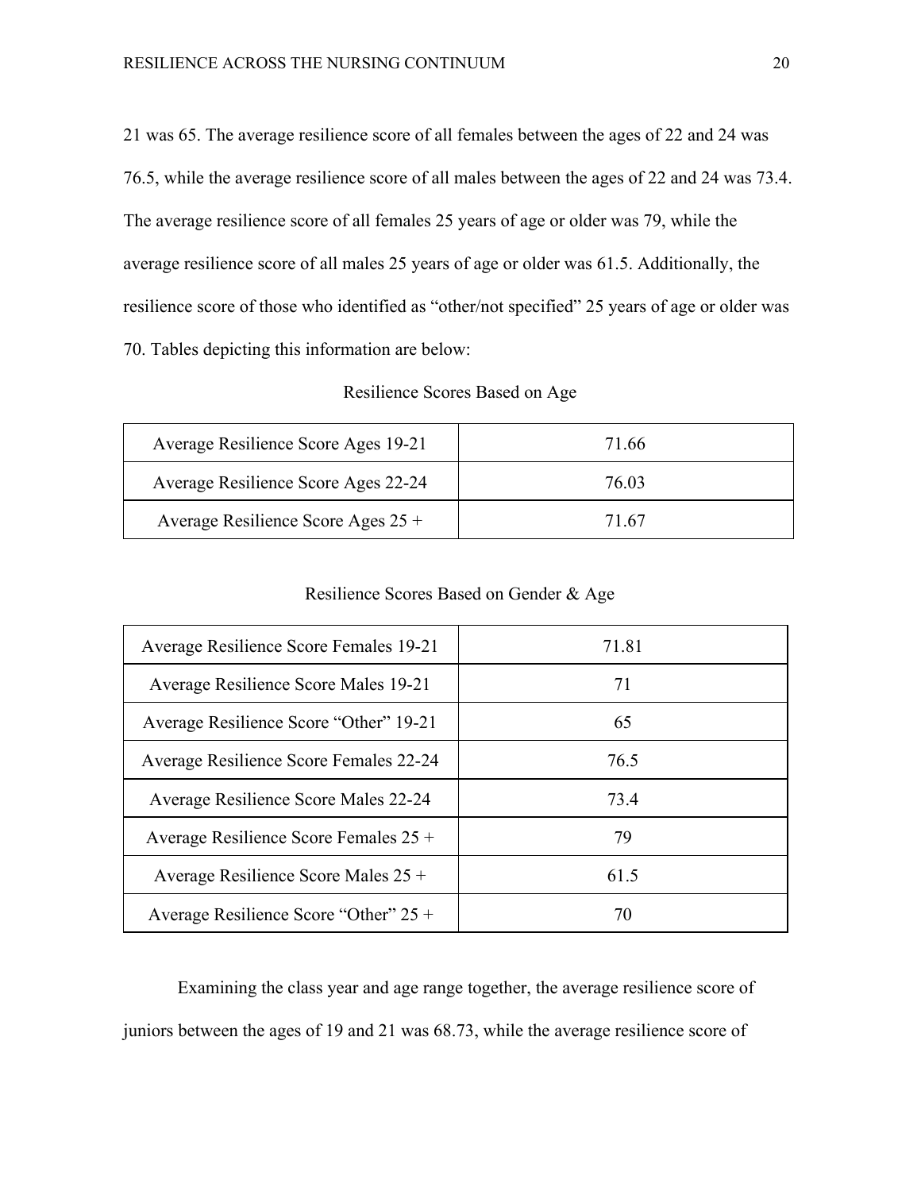21 was 65. The average resilience score of all females between the ages of 22 and 24 was 76.5, while the average resilience score of all males between the ages of 22 and 24 was 73.4. The average resilience score of all females 25 years of age or older was 79, while the average resilience score of all males 25 years of age or older was 61.5. Additionally, the resilience score of those who identified as "other/not specified" 25 years of age or older was 70. Tables depicting this information are below:

Resilience Scores Based on Age

| | |
|---|---|
| Average Resilience Score Ages 19-21 | 71.66 |
| Average Resilience Score Ages 22-24 | 76.03 |
| Average Resilience Score Ages 25 + | 71.67 |

Resilience Scores Based on Gender & Age

| | |
|---|---|
| Average Resilience Score Females 19-21 | 71.81 |
| Average Resilience Score Males 19-21 | 71 |
| Average Resilience Score "Other" 19-21 | 65 |
| Average Resilience Score Females 22-24 | 76.5 |
| Average Resilience Score Males 22-24 | 73.4 |
| Average Resilience Score Females 25 + | 79 |
| Average Resilience Score Males 25 + | 61.5 |
| Average Resilience Score "Other" 25 + | 70 |

Examining the class year and age range together, the average resilience score of juniors between the ages of 19 and 21 was 68.73, while the average resilience score of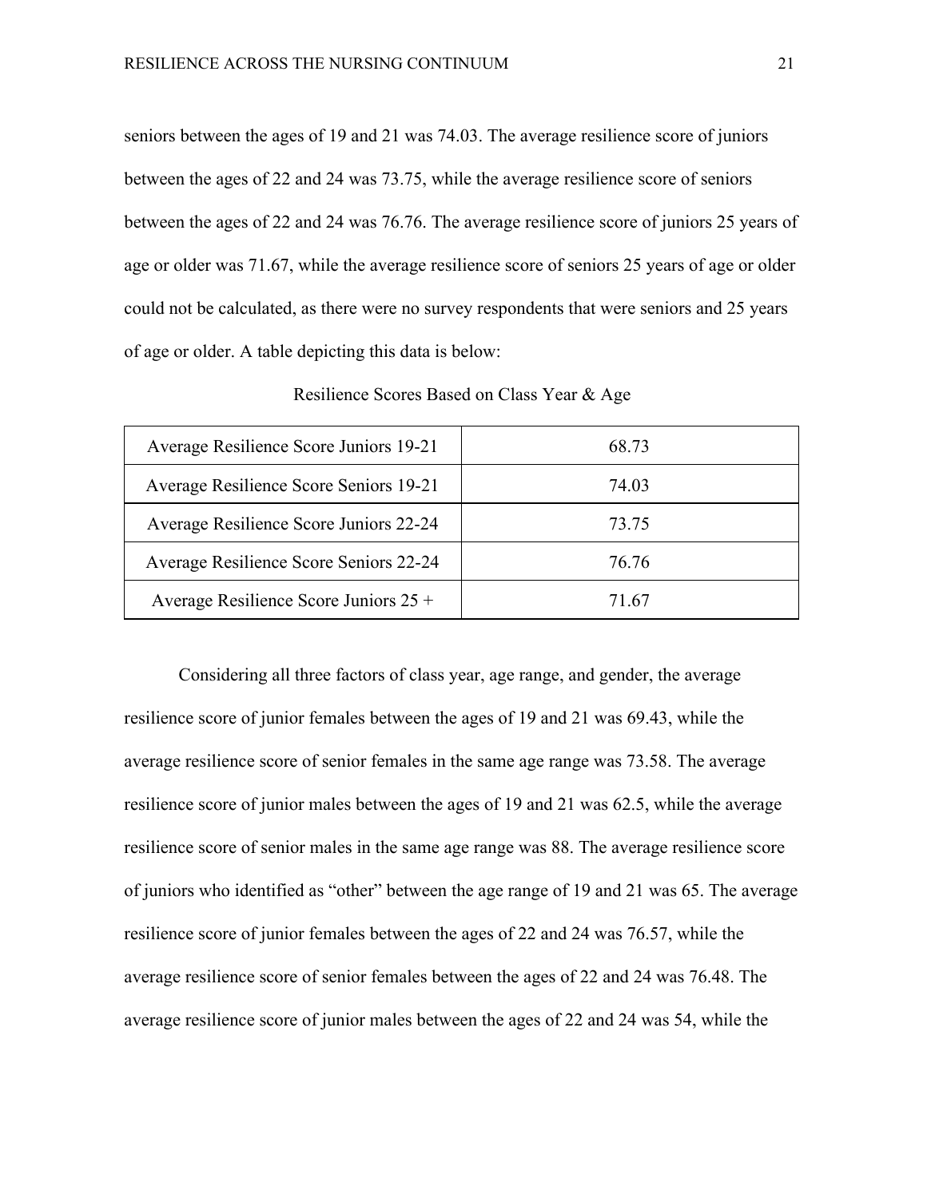seniors between the ages of 19 and 21 was 74.03. The average resilience score of juniors between the ages of 22 and 24 was 73.75, while the average resilience score of seniors between the ages of 22 and 24 was 76.76. The average resilience score of juniors 25 years of age or older was 71.67, while the average resilience score of seniors 25 years of age or older could not be calculated, as there were no survey respondents that were seniors and 25 years of age or older. A table depicting this data is below:

Resilience Scores Based on Class Year & Age

| | |
|---|---|
| Average Resilience Score Juniors 19-21 | 68.73 |
| Average Resilience Score Seniors 19-21 | 74.03 |
| Average Resilience Score Juniors 22-24 | 73.75 |
| Average Resilience Score Seniors 22-24 | 76.76 |
| Average Resilience Score Juniors 25 + | 71.67 |

Considering all three factors of class year, age range, and gender, the average resilience score of junior females between the ages of 19 and 21 was 69.43, while the average resilience score of senior females in the same age range was 73.58. The average resilience score of junior males between the ages of 19 and 21 was 62.5, while the average resilience score of senior males in the same age range was 88. The average resilience score of juniors who identified as "other" between the age range of 19 and 21 was 65. The average resilience score of junior females between the ages of 22 and 24 was 76.57, while the average resilience score of senior females between the ages of 22 and 24 was 76.48. The average resilience score of junior males between the ages of 22 and 24 was 54, while the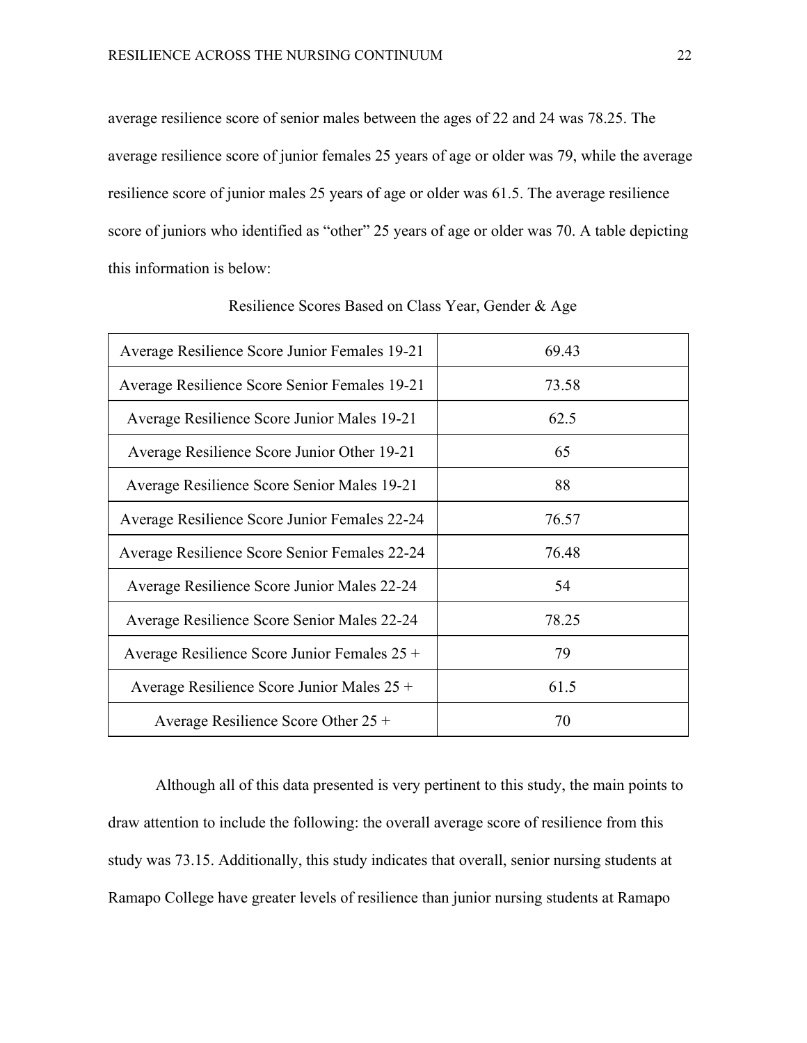average resilience score of senior males between the ages of 22 and 24 was 78.25. The average resilience score of junior females 25 years of age or older was 79, while the average resilience score of junior males 25 years of age or older was 61.5. The average resilience score of juniors who identified as "other" 25 years of age or older was 70. A table depicting this information is below:

Resilience Scores Based on Class Year, Gender & Age

| | |
|---|---|
| Average Resilience Score Junior Females 19-21 | 69.43 |
| Average Resilience Score Senior Females 19-21 | 73.58 |
| Average Resilience Score Junior Males 19-21 | 62.5 |
| Average Resilience Score Junior Other 19-21 | 65 |
| Average Resilience Score Senior Males 19-21 | 88 |
| Average Resilience Score Junior Females 22-24 | 76.57 |
| Average Resilience Score Senior Females 22-24 | 76.48 |
| Average Resilience Score Junior Males 22-24 | 54 |
| Average Resilience Score Senior Males 22-24 | 78.25 |
| Average Resilience Score Junior Females 25 + | 79 |
| Average Resilience Score Junior Males 25 + | 61.5 |
| Average Resilience Score Other 25 + | 70 |

Although all of this data presented is very pertinent to this study, the main points to draw attention to include the following: the overall average score of resilience from this study was 73.15. Additionally, this study indicates that overall, senior nursing students at Ramapo College have greater levels of resilience than junior nursing students at Ramapo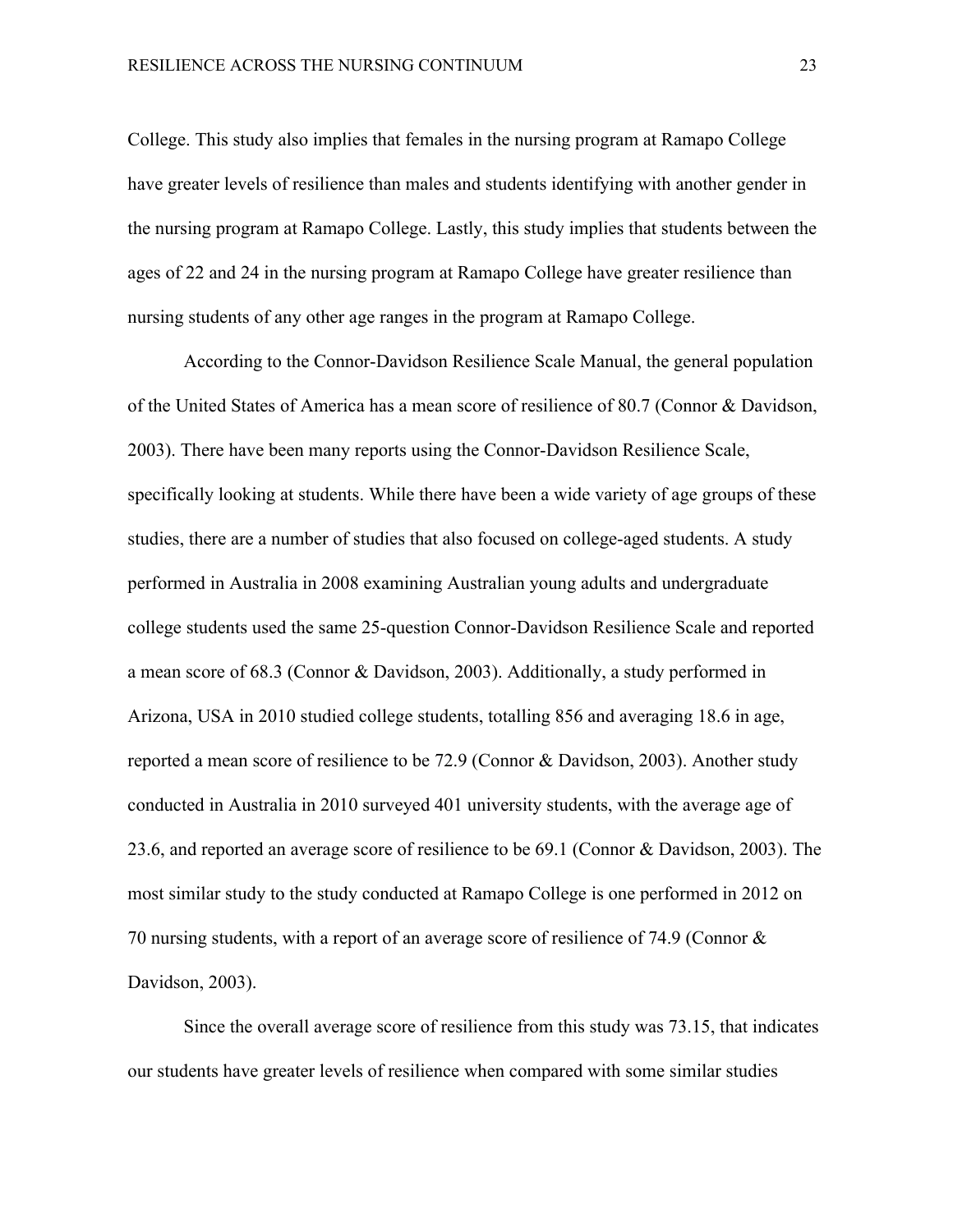College. This study also implies that females in the nursing program at Ramapo College have greater levels of resilience than males and students identifying with another gender in the nursing program at Ramapo College. Lastly, this study implies that students between the ages of 22 and 24 in the nursing program at Ramapo College have greater resilience than nursing students of any other age ranges in the program at Ramapo College.

According to the Connor-Davidson Resilience Scale Manual, the general population of the United States of America has a mean score of resilience of 80.7 (Connor & Davidson, 2003). There have been many reports using the Connor-Davidson Resilience Scale, specifically looking at students. While there have been a wide variety of age groups of these studies, there are a number of studies that also focused on college-aged students. A study performed in Australia in 2008 examining Australian young adults and undergraduate college students used the same 25-question Connor-Davidson Resilience Scale and reported a mean score of 68.3 (Connor & Davidson, 2003). Additionally, a study performed in Arizona, USA in 2010 studied college students, totalling 856 and averaging 18.6 in age, reported a mean score of resilience to be 72.9 (Connor & Davidson, 2003). Another study conducted in Australia in 2010 surveyed 401 university students, with the average age of 23.6, and reported an average score of resilience to be 69.1 (Connor & Davidson, 2003). The most similar study to the study conducted at Ramapo College is one performed in 2012 on 70 nursing students, with a report of an average score of resilience of 74.9 (Connor & Davidson, 2003).

Since the overall average score of resilience from this study was 73.15, that indicates our students have greater levels of resilience when compared with some similar studies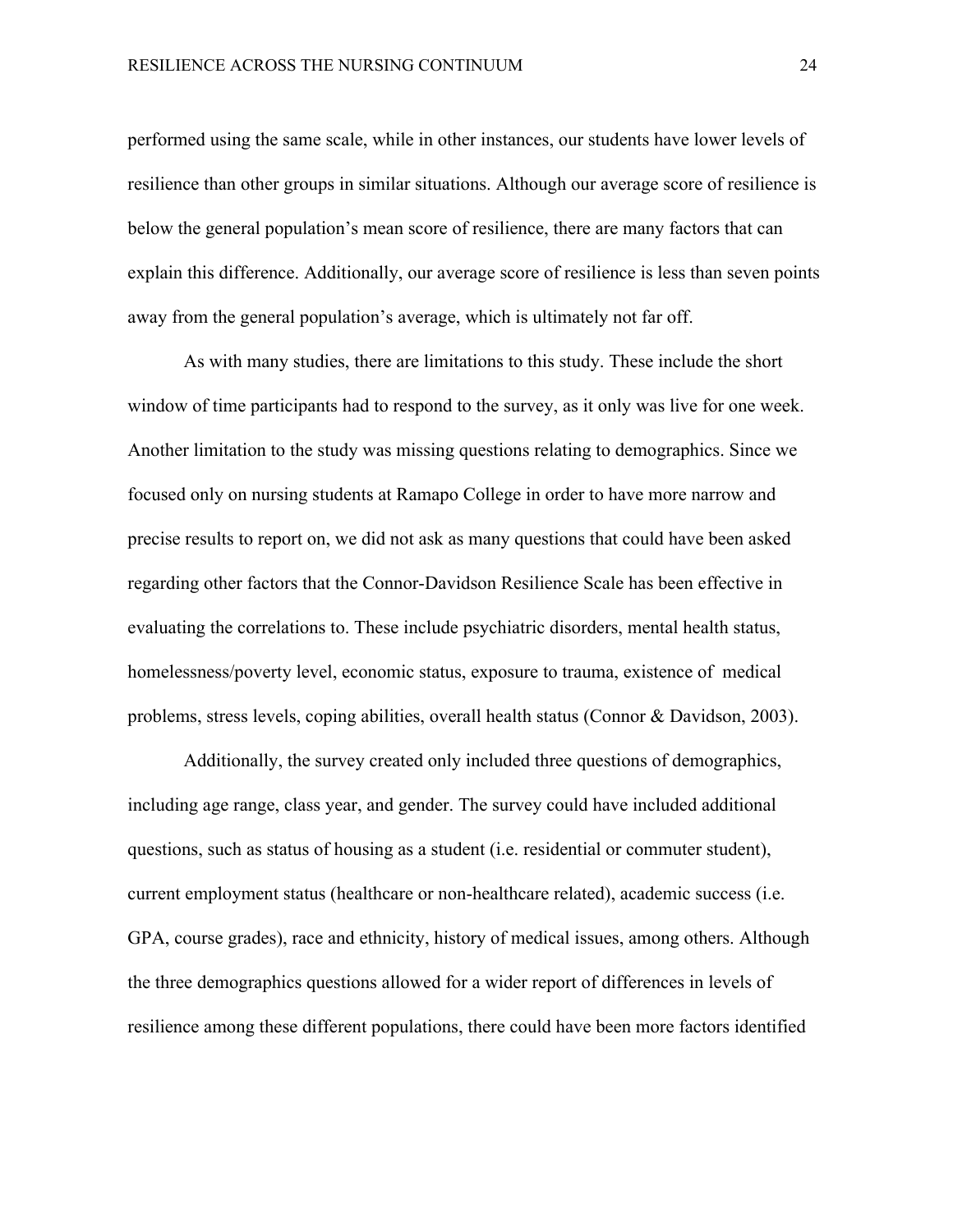performed using the same scale, while in other instances, our students have lower levels of resilience than other groups in similar situations. Although our average score of resilience is below the general population's mean score of resilience, there are many factors that can explain this difference. Additionally, our average score of resilience is less than seven points away from the general population's average, which is ultimately not far off.

As with many studies, there are limitations to this study. These include the short window of time participants had to respond to the survey, as it only was live for one week. Another limitation to the study was missing questions relating to demographics. Since we focused only on nursing students at Ramapo College in order to have more narrow and precise results to report on, we did not ask as many questions that could have been asked regarding other factors that the Connor-Davidson Resilience Scale has been effective in evaluating the correlations to. These include psychiatric disorders, mental health status, homelessness/poverty level, economic status, exposure to trauma, existence of medical problems, stress levels, coping abilities, overall health status (Connor & Davidson, 2003).

Additionally, the survey created only included three questions of demographics, including age range, class year, and gender. The survey could have included additional questions, such as status of housing as a student (i.e. residential or commuter student), current employment status (healthcare or non-healthcare related), academic success (i.e. GPA, course grades), race and ethnicity, history of medical issues, among others. Although the three demographics questions allowed for a wider report of differences in levels of resilience among these different populations, there could have been more factors identified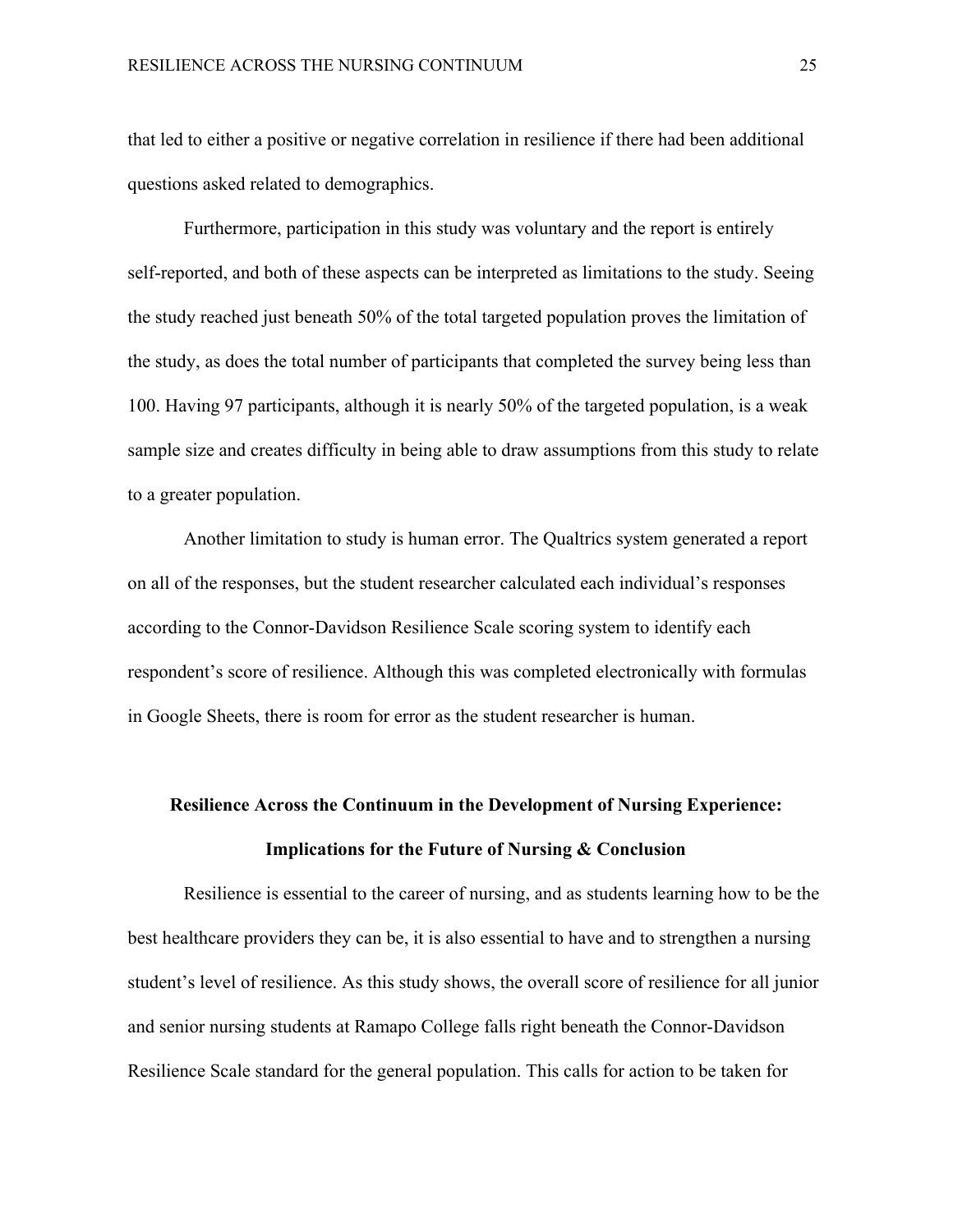that led to either a positive or negative correlation in resilience if there had been additional questions asked related to demographics.

Furthermore, participation in this study was voluntary and the report is entirely self-reported, and both of these aspects can be interpreted as limitations to the study. Seeing the study reached just beneath 50% of the total targeted population proves the limitation of the study, as does the total number of participants that completed the survey being less than 100. Having 97 participants, although it is nearly 50% of the targeted population, is a weak sample size and creates difficulty in being able to draw assumptions from this study to relate to a greater population.

Another limitation to study is human error. The Qualtrics system generated a report on all of the responses, but the student researcher calculated each individual's responses according to the Connor-Davidson Resilience Scale scoring system to identify each respondent's score of resilience. Although this was completed electronically with formulas in Google Sheets, there is room for error as the student researcher is human.

## Resilience Across the Continuum in the Development of Nursing Experience: Implications for the Future of Nursing & Conclusion

Resilience is essential to the career of nursing, and as students learning how to be the best healthcare providers they can be, it is also essential to have and to strengthen a nursing student's level of resilience. As this study shows, the overall score of resilience for all junior and senior nursing students at Ramapo College falls right beneath the Connor-Davidson Resilience Scale standard for the general population. This calls for action to be taken for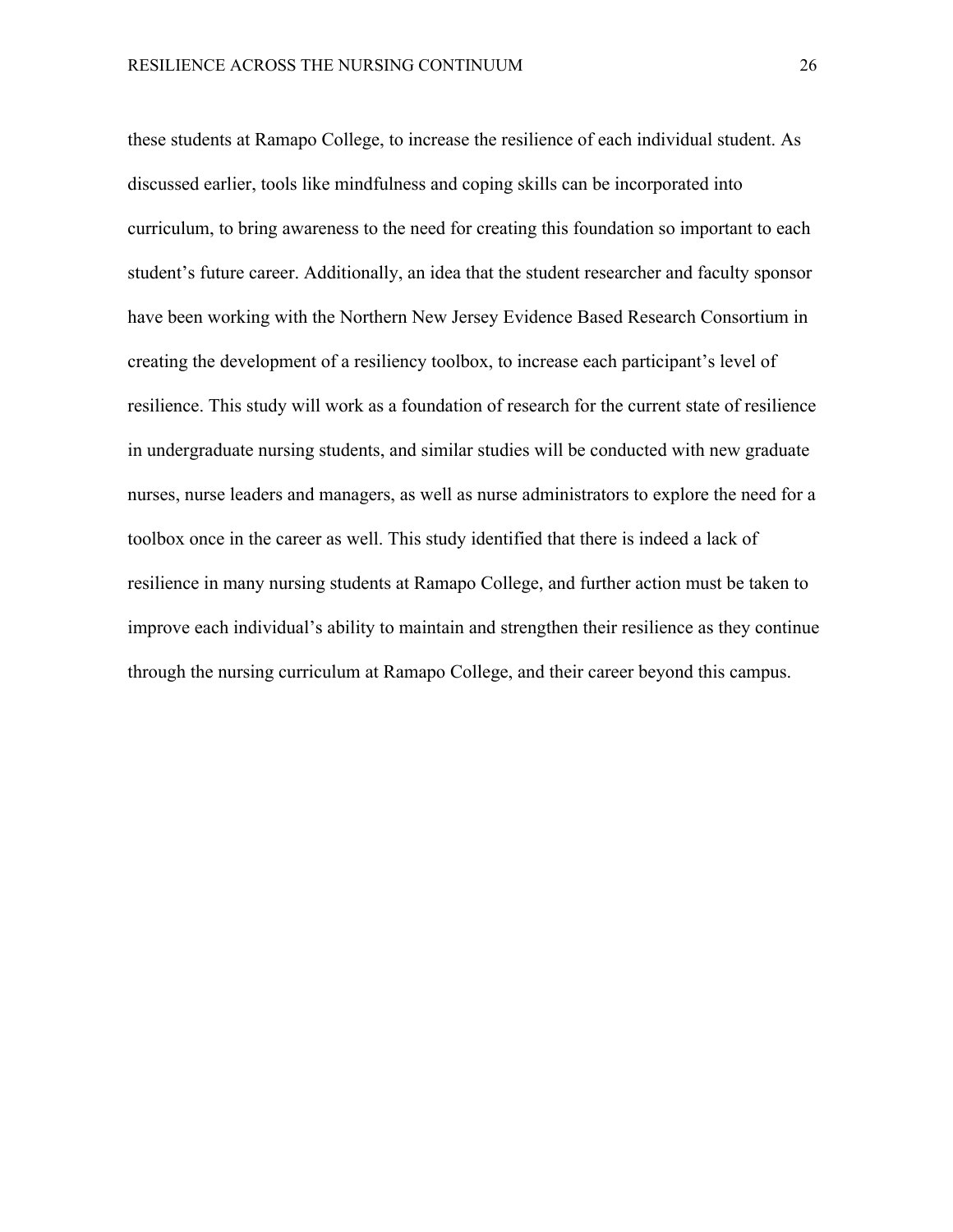these students at Ramapo College, to increase the resilience of each individual student. As discussed earlier, tools like mindfulness and coping skills can be incorporated into curriculum, to bring awareness to the need for creating this foundation so important to each student's future career. Additionally, an idea that the student researcher and faculty sponsor have been working with the Northern New Jersey Evidence Based Research Consortium in creating the development of a resiliency toolbox, to increase each participant's level of resilience. This study will work as a foundation of research for the current state of resilience in undergraduate nursing students, and similar studies will be conducted with new graduate nurses, nurse leaders and managers, as well as nurse administrators to explore the need for a toolbox once in the career as well. This study identified that there is indeed a lack of resilience in many nursing students at Ramapo College, and further action must be taken to improve each individual's ability to maintain and strengthen their resilience as they continue through the nursing curriculum at Ramapo College, and their career beyond this campus.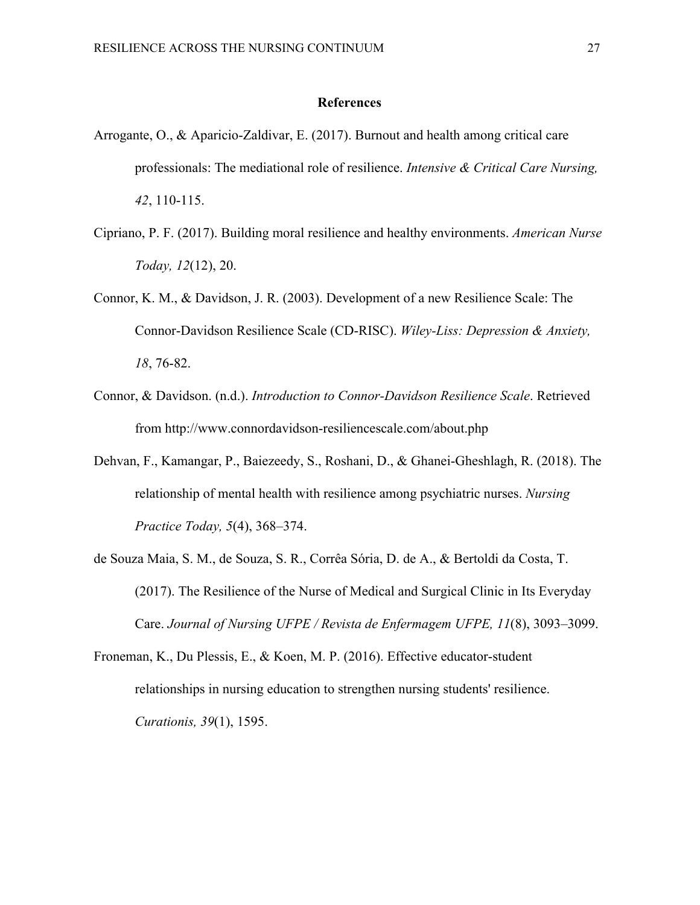# References

Arrogante, O., & Aparicio-Zaldivar, E. (2017). Burnout and health among critical care professionals: The mediational role of resilience. *Intensive & Critical Care Nursing, 42*, 110-115.

Cipriano, P. F. (2017). Building moral resilience and healthy environments. *American Nurse Today, 12*(12), 20.

Connor, K. M., & Davidson, J. R. (2003). Development of a new Resilience Scale: The Connor-Davidson Resilience Scale (CD-RISC). *Wiley-Liss: Depression & Anxiety, 18*, 76-82.

Connor, & Davidson. (n.d.). *Introduction to Connor-Davidson Resilience Scale*. Retrieved from http://www.connordavidson-resiliencescale.com/about.php

Dehvan, F., Kamangar, P., Baiezeedy, S., Roshani, D., & Ghanei-Gheshlagh, R. (2018). The relationship of mental health with resilience among psychiatric nurses. *Nursing Practice Today, 5*(4), 368–374.

de Souza Maia, S. M., de Souza, S. R., Corrêa Sória, D. de A., & Bertoldi da Costa, T. (2017). The Resilience of the Nurse of Medical and Surgical Clinic in Its Everyday Care. *Journal of Nursing UFPE / Revista de Enfermagem UFPE, 11*(8), 3093–3099.

Froneman, K., Du Plessis, E., & Koen, M. P. (2016). Effective educator-student relationships in nursing education to strengthen nursing students' resilience. *Curationis, 39*(1), 1595.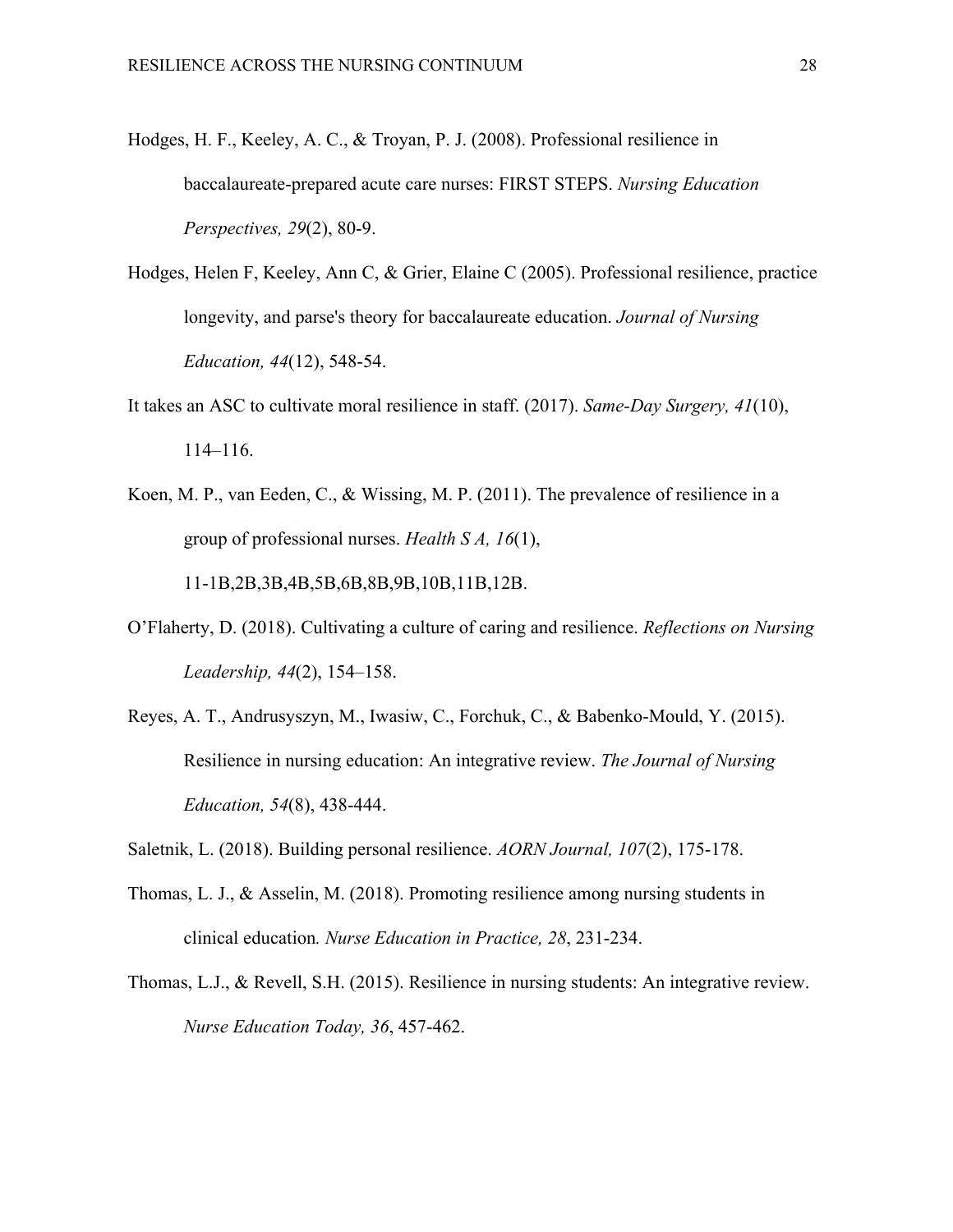Hodges, H. F., Keeley, A. C., & Troyan, P. J. (2008). Professional resilience in baccalaureate-prepared acute care nurses: FIRST STEPS. *Nursing Education Perspectives, 29*(2), 80-9.

Hodges, Helen F, Keeley, Ann C, & Grier, Elaine C (2005). Professional resilience, practice longevity, and parse's theory for baccalaureate education. *Journal of Nursing Education, 44*(12), 548-54.

It takes an ASC to cultivate moral resilience in staff. (2017). *Same-Day Surgery, 41*(10), 114–116.

Koen, M. P., van Eeden, C., & Wissing, M. P. (2011). The prevalence of resilience in a group of professional nurses. *Health S A, 16*(1), 11-1B,2B,3B,4B,5B,6B,8B,9B,10B,11B,12B.

O'Flaherty, D. (2018). Cultivating a culture of caring and resilience. *Reflections on Nursing Leadership, 44*(2), 154–158.

Reyes, A. T., Andrusyszyn, M., Iwasiw, C., Forchuk, C., & Babenko-Mould, Y. (2015). Resilience in nursing education: An integrative review. *The Journal of Nursing Education, 54*(8), 438-444.

Saletnik, L. (2018). Building personal resilience. *AORN Journal, 107*(2), 175-178.

Thomas, L. J., & Asselin, M. (2018). Promoting resilience among nursing students in clinical education*. Nurse Education in Practice, 28*, 231-234.

Thomas, L.J., & Revell, S.H. (2015). Resilience in nursing students: An integrative review. *Nurse Education Today, 36*, 457-462.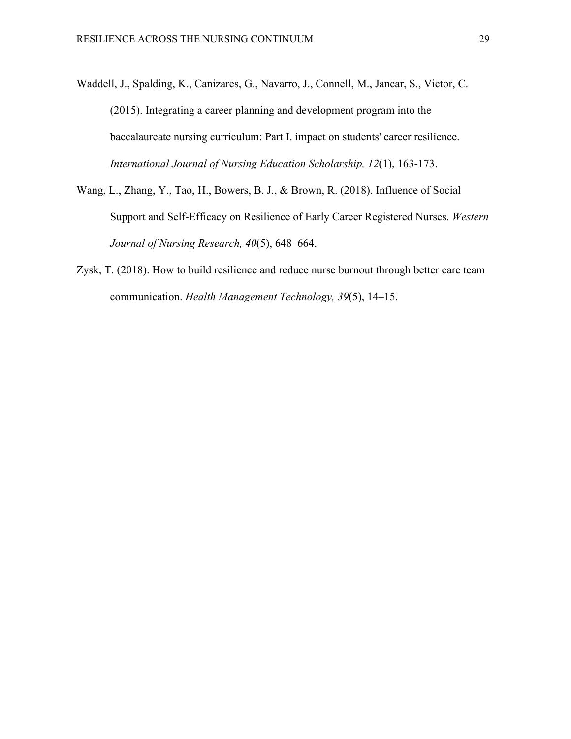Waddell, J., Spalding, K., Canizares, G., Navarro, J., Connell, M., Jancar, S., Victor, C. (2015). Integrating a career planning and development program into the baccalaureate nursing curriculum: Part I. impact on students' career resilience. *International Journal of Nursing Education Scholarship, 12*(1), 163-173.

Wang, L., Zhang, Y., Tao, H., Bowers, B. J., & Brown, R. (2018). Influence of Social Support and Self-Efficacy on Resilience of Early Career Registered Nurses. *Western Journal of Nursing Research, 40*(5), 648–664.

Zysk, T. (2018). How to build resilience and reduce nurse burnout through better care team communication. *Health Management Technology, 39*(5), 14–15.